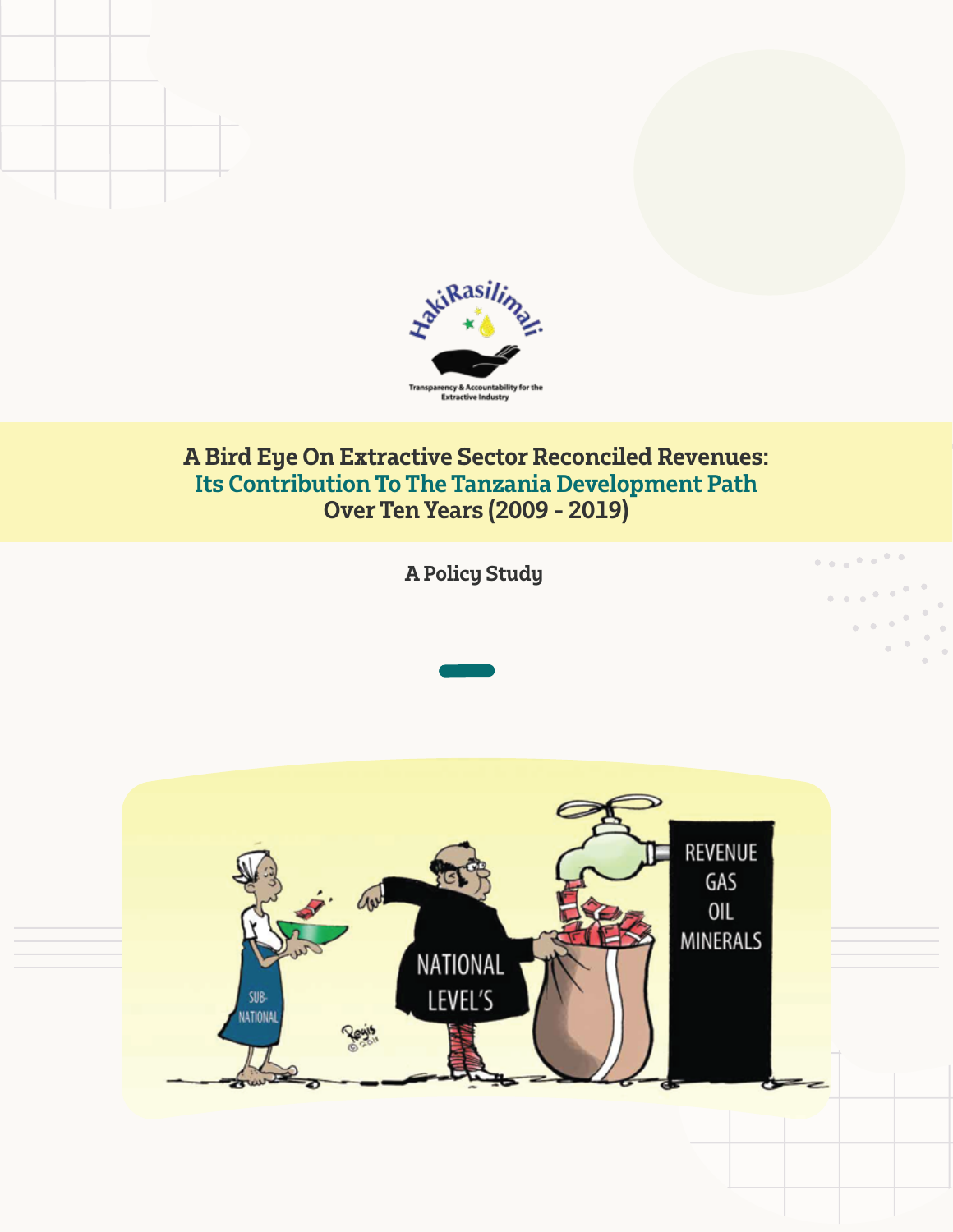HakiRasilimali

Transparency & Accountability for the Extractive Industry

# A Bird Eye On Extractive Sector Reconciled Revenues: Its Contribution To The Tanzania Development Path Over Ten Years (2009 - 2019)

## A Policy Study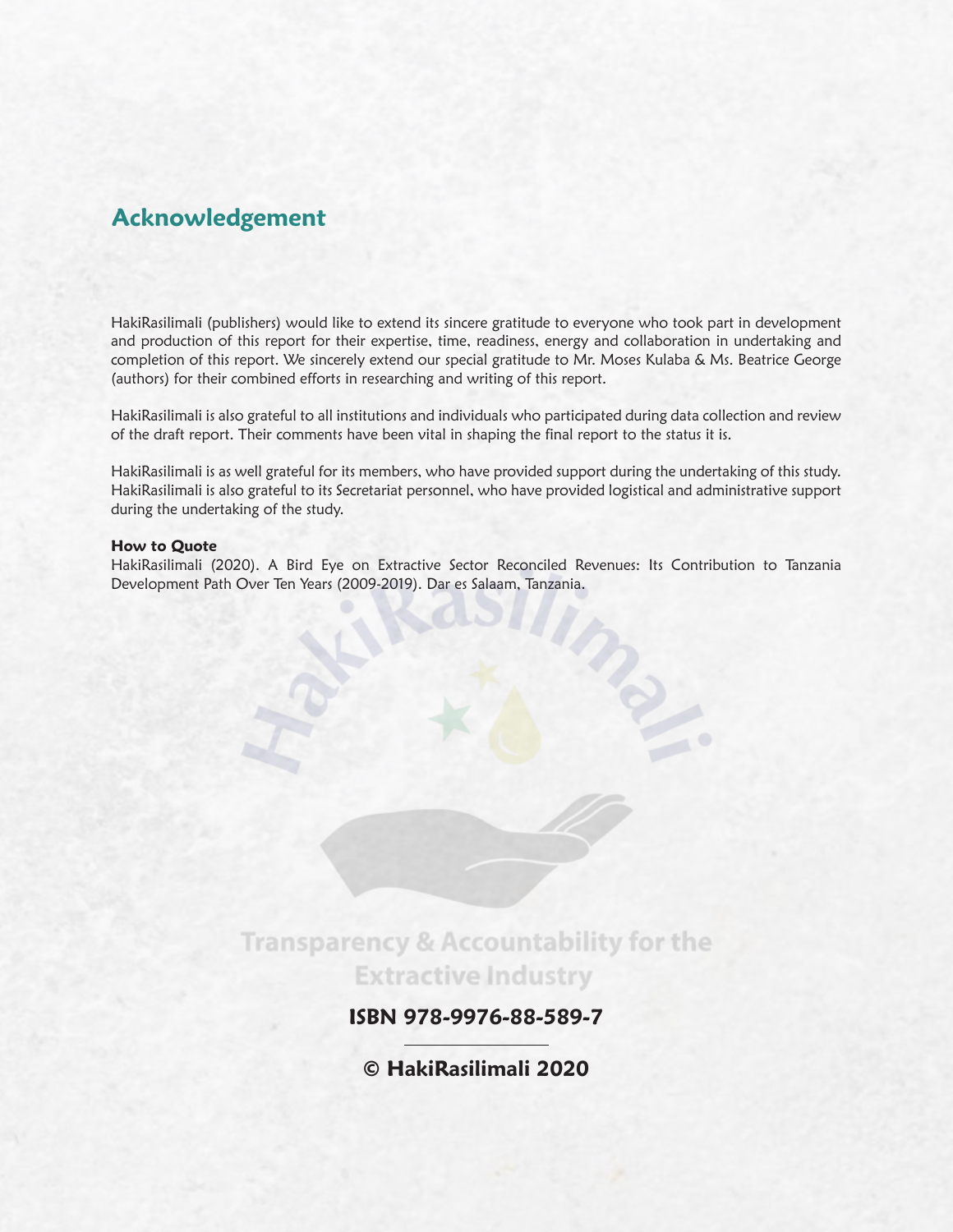## Acknowledgement

HakiRasilimali (publishers) would like to extend its sincere gratitude to everyone who took part in development and production of this report for their expertise, time, readiness, energy and collaboration in undertaking and completion of this report. We sincerely extend our special gratitude to Mr. Moses Kulaba & Ms. Beatrice George (authors) for their combined efforts in researching and writing of this report.

HakiRasilimali is also grateful to all institutions and individuals who participated during data collection and review of the draft report. Their comments have been vital in shaping the final report to the status it is.

HakiRasilimali is as well grateful for its members, who have provided support during the undertaking of this study. HakiRasilimali is also grateful to its Secretariat personnel, who have provided logistical and administrative support during the undertaking of the study.

**How to Quote**

HakiRasilimali (2020). A Bird Eye on Extractive Sector Reconciled Revenues: Its Contribution to Tanzania Development Path Over Ten Years (2009-2019). Dar es Salaam, Tanzania.

Transparency & Accountability for the Extractive Industry

**ISBN 978-9976-88-589-7**

**© HakiRasilimali 2020**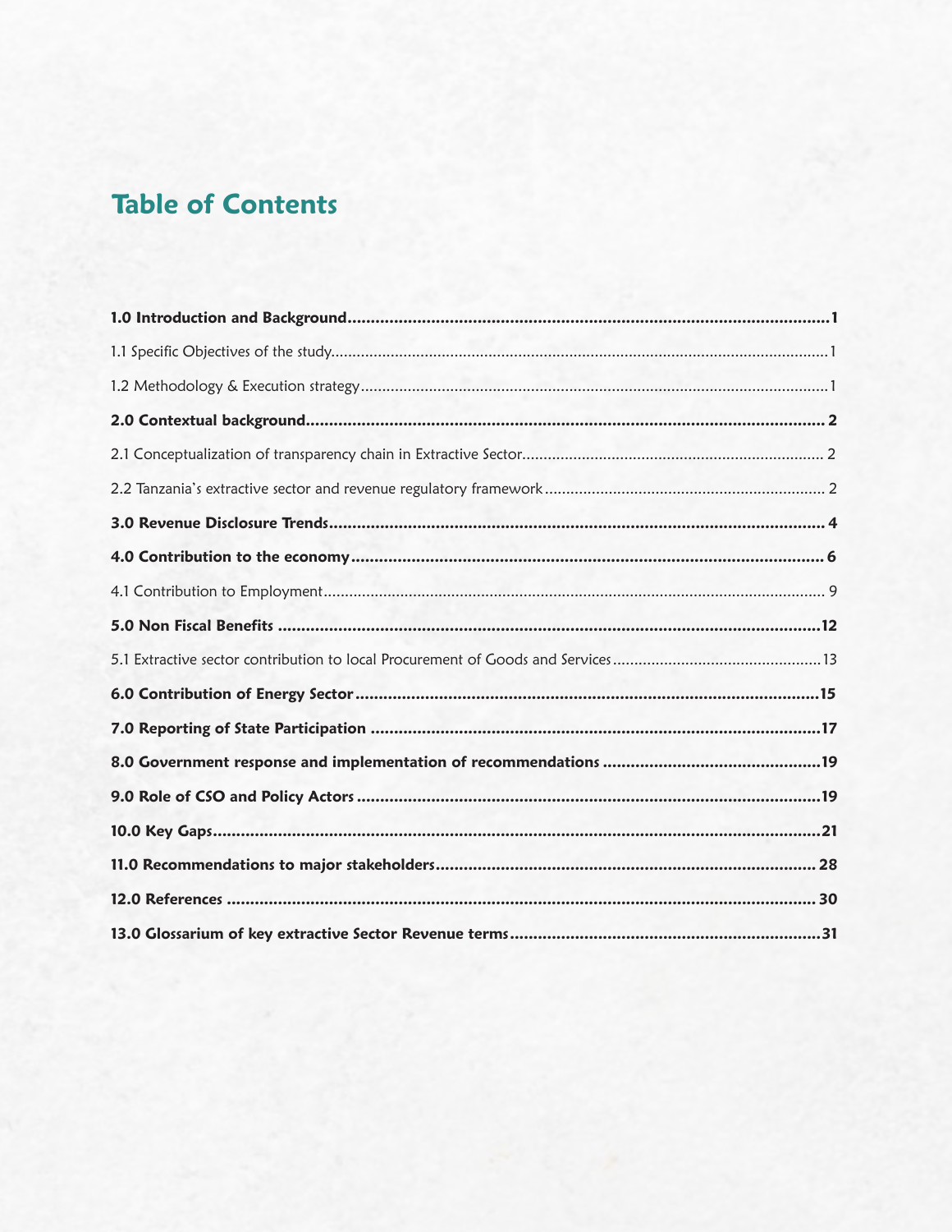# Table of Contents

**1.0 Introduction and Background** ......................................................................................................... **1**

1.1 Specific Objectives of the study....................................................................................................... 1

1.2 Methodology & Execution strategy................................................................................................... 1

**2.0 Contextual background** ........................................................................................................................ **2**

2.1 Conceptualization of transparency chain in Extractive Sector....................................................... 2

2.2 Tanzania's extractive sector and revenue regulatory framework .................................................. 2

**3.0 Revenue Disclosure Trends** .................................................................................................................. **4**

**4.0 Contribution to the economy** ............................................................................................................... **6**

4.1 Contribution to Employment.............................................................................................................. 9

**5.0 Non Fiscal Benefits** ............................................................................................................................ **12**

5.1 Extractive sector contribution to local Procurement of Goods and Services ................................................ 13

**6.0 Contribution of Energy Sector** ............................................................................................................ **15**

**7.0 Reporting of State Participation** ......................................................................................................... **17**

**8.0 Government response and implementation of recommendations** ............................................... **19**

**9.0 Role of CSO and Policy Actors** ........................................................................................................... **19**

**10.0 Key Gaps** ............................................................................................................................................. **21**

**11.0 Recommendations to major stakeholders** ........................................................................................ **28**

**12.0 References** .......................................................................................................................................... **30**

**13.0 Glossarium of key extractive Sector Revenue terms** ...................................................................... **31**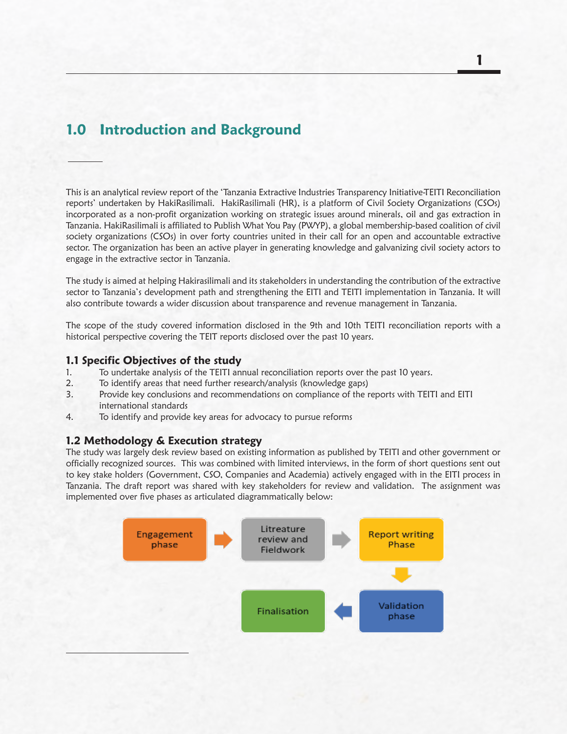# 1.0 Introduction and Background

This is an analytical review report of the 'Tanzania Extractive Industries Transparency Initiative-TEITI Reconciliation reports' undertaken by HakiRasilimali. HakiRasilimali (HR), is a platform of Civil Society Organizations (CSOs) incorporated as a non-profit organization working on strategic issues around minerals, oil and gas extraction in Tanzania. HakiRasilimali is affiliated to Publish What You Pay (PWYP), a global membership-based coalition of civil society organizations (CSOs) in over forty countries united in their call for an open and accountable extractive sector. The organization has been an active player in generating knowledge and galvanizing civil society actors to engage in the extractive sector in Tanzania.

The study is aimed at helping Hakirasilimali and its stakeholders in understanding the contribution of the extractive sector to Tanzania's development path and strengthening the EITI and TEITI implementation in Tanzania. It will also contribute towards a wider discussion about transparence and revenue management in Tanzania.

The scope of the study covered information disclosed in the 9th and 10th TEITI reconciliation reports with a historical perspective covering the TEIT reports disclosed over the past 10 years.

## 1.1 Specific Objectives of the study

1. To undertake analysis of the TEITI annual reconciliation reports over the past 10 years.
2. To identify areas that need further research/analysis (knowledge gaps)
3. Provide key conclusions and recommendations on compliance of the reports with TEITI and EITI international standards
4. To identify and provide key areas for advocacy to pursue reforms

## 1.2 Methodology & Execution strategy

The study was largely desk review based on existing information as published by TEITI and other government or officially recognized sources. This was combined with limited interviews, in the form of short questions sent out to key stake holders (Government, CSO, Companies and Academia) actively engaged with in the EITI process in Tanzania. The draft report was shared with key stakeholders for review and validation. The assignment was implemented over five phases as articulated diagrammatically below:

Engagement phase → Litreature review and Fieldwork → Report writing Phase → Validation phase → Finalisation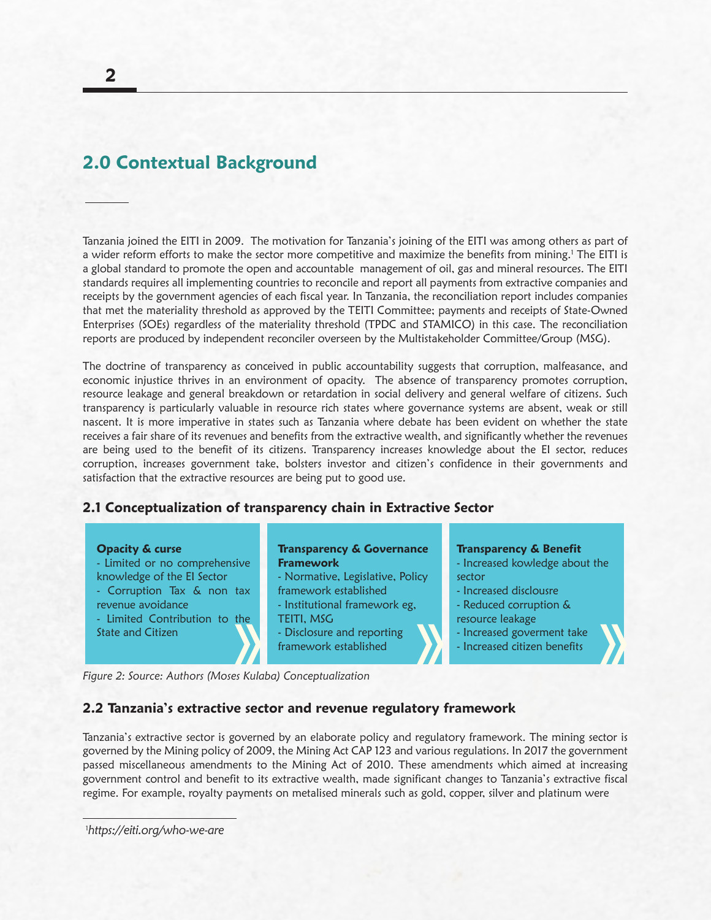## 2.0 Contextual Background

Tanzania joined the EITI in 2009. The motivation for Tanzania's joining of the EITI was among others as part of a wider reform efforts to make the sector more competitive and maximize the benefits from mining.[1] The EITI is a global standard to promote the open and accountable management of oil, gas and mineral resources. The EITI standards requires all implementing countries to reconcile and report all payments from extractive companies and receipts by the government agencies of each fiscal year. In Tanzania, the reconciliation report includes companies that met the materiality threshold as approved by the TEITI Committee; payments and receipts of State-Owned Enterprises (SOEs) regardless of the materiality threshold (TPDC and STAMICO) in this case. The reconciliation reports are produced by independent reconciler overseen by the Multistakeholder Committee/Group (MSG).

The doctrine of transparency as conceived in public accountability suggests that corruption, malfeasance, and economic injustice thrives in an environment of opacity. The absence of transparency promotes corruption, resource leakage and general breakdown or retardation in social delivery and general welfare of citizens. Such transparency is particularly valuable in resource rich states where governance systems are absent, weak or still nascent. It is more imperative in states such as Tanzania where debate has been evident on whether the state receives a fair share of its revenues and benefits from the extractive wealth, and significantly whether the revenues are being used to the benefit of its citizens. Transparency increases knowledge about the EI sector, reduces corruption, increases government take, bolsters investor and citizen's confidence in their governments and satisfaction that the extractive resources are being put to good use.

### 2.1 Conceptualization of transparency chain in Extractive Sector

| Opacity & curse | Transparency & Governance Framework | Transparency & Benefit |
|---|---|---|
| - Limited or no comprehensive knowledge of the EI Sector<br>- Corruption Tax & non tax revenue avoidance<br>- Limited Contribution to the State and Citizen | - Normative, Legislative, Policy framework established<br>- Institutional framework eg, TEITI, MSG<br>- Disclosure and reporting framework established | - Increased kowledge about the sector<br>- Increased disclousre<br>- Reduced corruption & resource leakage<br>- Increased goverment take<br>- Increased citizen benefits |

*Figure 2: Source: Authors (Moses Kulaba) Conceptualization*

### 2.2 Tanzania's extractive sector and revenue regulatory framework

Tanzania's extractive sector is governed by an elaborate policy and regulatory framework. The mining sector is governed by the Mining policy of 2009, the Mining Act CAP 123 and various regulations. In 2017 the government passed miscellaneous amendments to the Mining Act of 2010. These amendments which aimed at increasing government control and benefit to its extractive wealth, made significant changes to Tanzania's extractive fiscal regime. For example, royalty payments on metalised minerals such as gold, copper, silver and platinum were

[1] *https://eiti.org/who-we-are*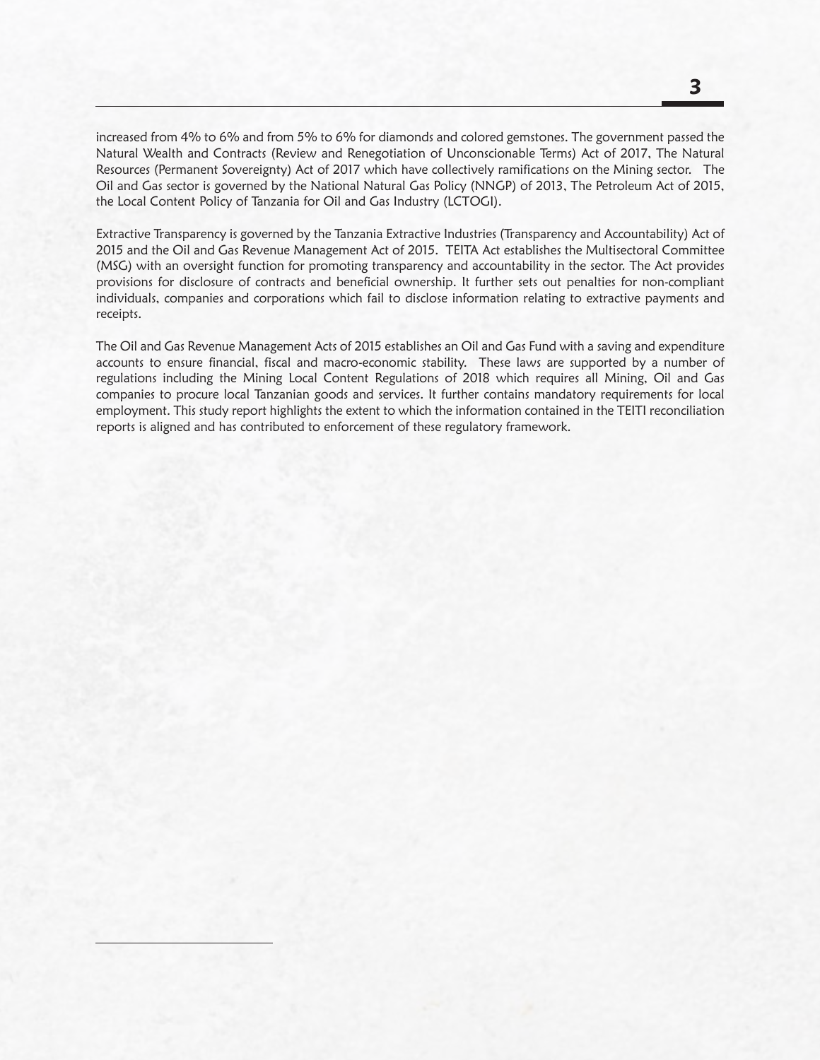increased from 4% to 6% and from 5% to 6% for diamonds and colored gemstones. The government passed the Natural Wealth and Contracts (Review and Renegotiation of Unconscionable Terms) Act of 2017, The Natural Resources (Permanent Sovereignty) Act of 2017 which have collectively ramifications on the Mining sector. The Oil and Gas sector is governed by the National Natural Gas Policy (NNGP) of 2013, The Petroleum Act of 2015, the Local Content Policy of Tanzania for Oil and Gas Industry (LCTOGI).

Extractive Transparency is governed by the Tanzania Extractive Industries (Transparency and Accountability) Act of 2015 and the Oil and Gas Revenue Management Act of 2015. TEITA Act establishes the Multisectoral Committee (MSG) with an oversight function for promoting transparency and accountability in the sector. The Act provides provisions for disclosure of contracts and beneficial ownership. It further sets out penalties for non-compliant individuals, companies and corporations which fail to disclose information relating to extractive payments and receipts.

The Oil and Gas Revenue Management Acts of 2015 establishes an Oil and Gas Fund with a saving and expenditure accounts to ensure financial, fiscal and macro-economic stability. These laws are supported by a number of regulations including the Mining Local Content Regulations of 2018 which requires all Mining, Oil and Gas companies to procure local Tanzanian goods and services. It further contains mandatory requirements for local employment. This study report highlights the extent to which the information contained in the TEITI reconciliation reports is aligned and has contributed to enforcement of these regulatory framework.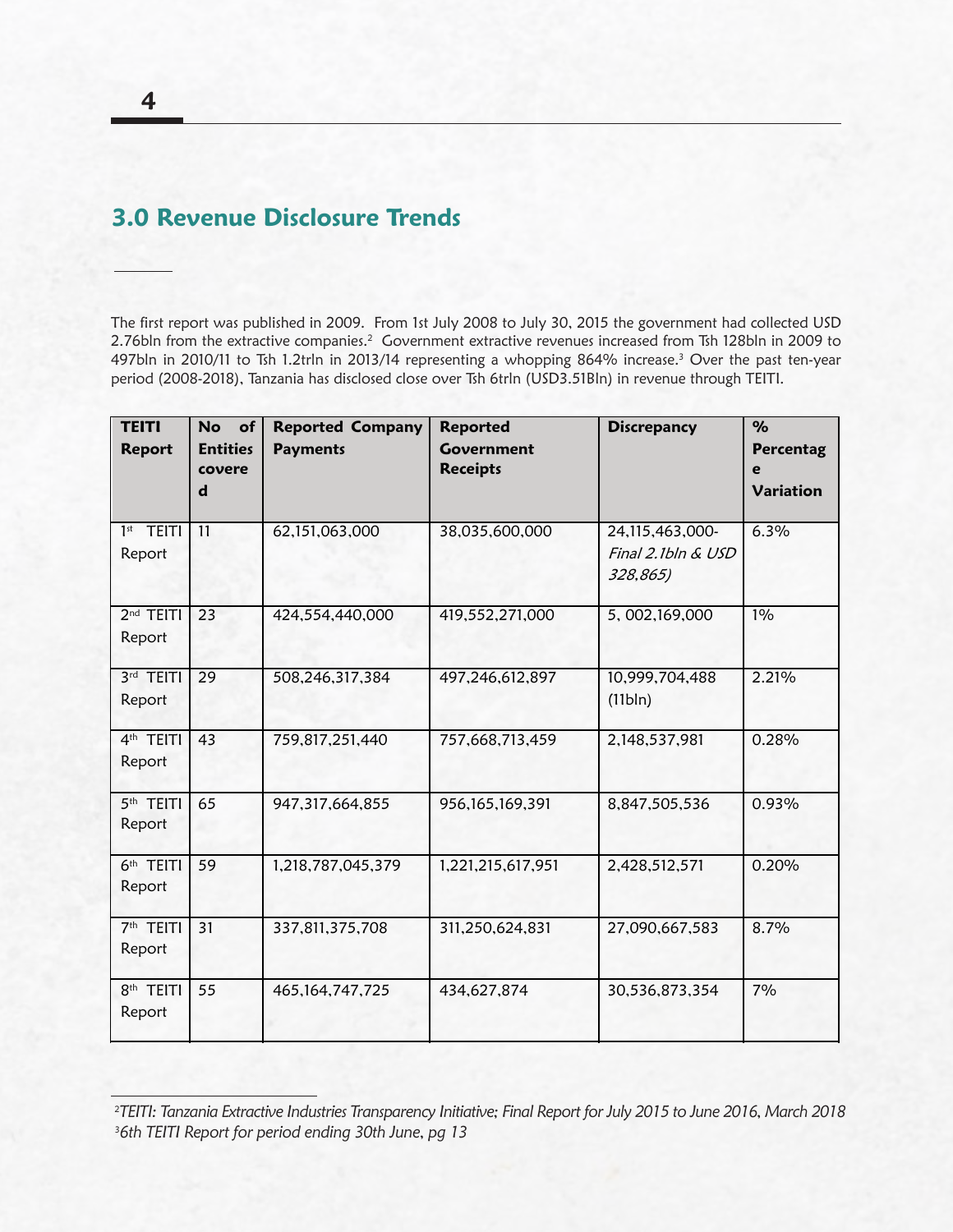## 3.0 Revenue Disclosure Trends

The first report was published in 2009. From 1st July 2008 to July 30, 2015 the government had collected USD 2.76bln from the extractive companies.[2] Government extractive revenues increased from Tsh 128bln in 2009 to 497bln in 2010/11 to Tsh 1.2trln in 2013/14 representing a whopping 864% increase.[3] Over the past ten-year period (2008-2018), Tanzania has disclosed close over Tsh 6trln (USD3.51Bln) in revenue through TEITI.

| TEITI Report | No of Entities covered | Reported Company Payments | Reported Government Receipts | Discrepancy | % Percentage Variation |
|---|---|---|---|---|---|
| 1st TEITI Report | 11 | 62,151,063,000 | 38,035,600,000 | 24,115,463,000- *Final 2.1bln & USD 328,865)* | 6.3% |
| 2nd TEITI Report | 23 | 424,554,440,000 | 419,552,271,000 | 5, 002,169,000 | 1% |
| 3rd TEITI Report | 29 | 508,246,317,384 | 497,246,612,897 | 10,999,704,488 (11bln) | 2.21% |
| 4th TEITI Report | 43 | 759,817,251,440 | 757,668,713,459 | 2,148,537,981 | 0.28% |
| 5th TEITI Report | 65 | 947,317,664,855 | 956,165,169,391 | 8,847,505,536 | 0.93% |
| 6th TEITI Report | 59 | 1,218,787,045,379 | 1,221,215,617,951 | 2,428,512,571 | 0.20% |
| 7th TEITI Report | 31 | 337,811,375,708 | 311,250,624,831 | 27,090,667,583 | 8.7% |
| 8th TEITI Report | 55 | 465,164,747,725 | 434,627,874 | 30,536,873,354 | 7% |

[2] *TEITI: Tanzania Extractive Industries Transparency Initiative; Final Report for July 2015 to June 2016, March 2018*
[3] *6th TEITI Report for period ending 30th June, pg 13*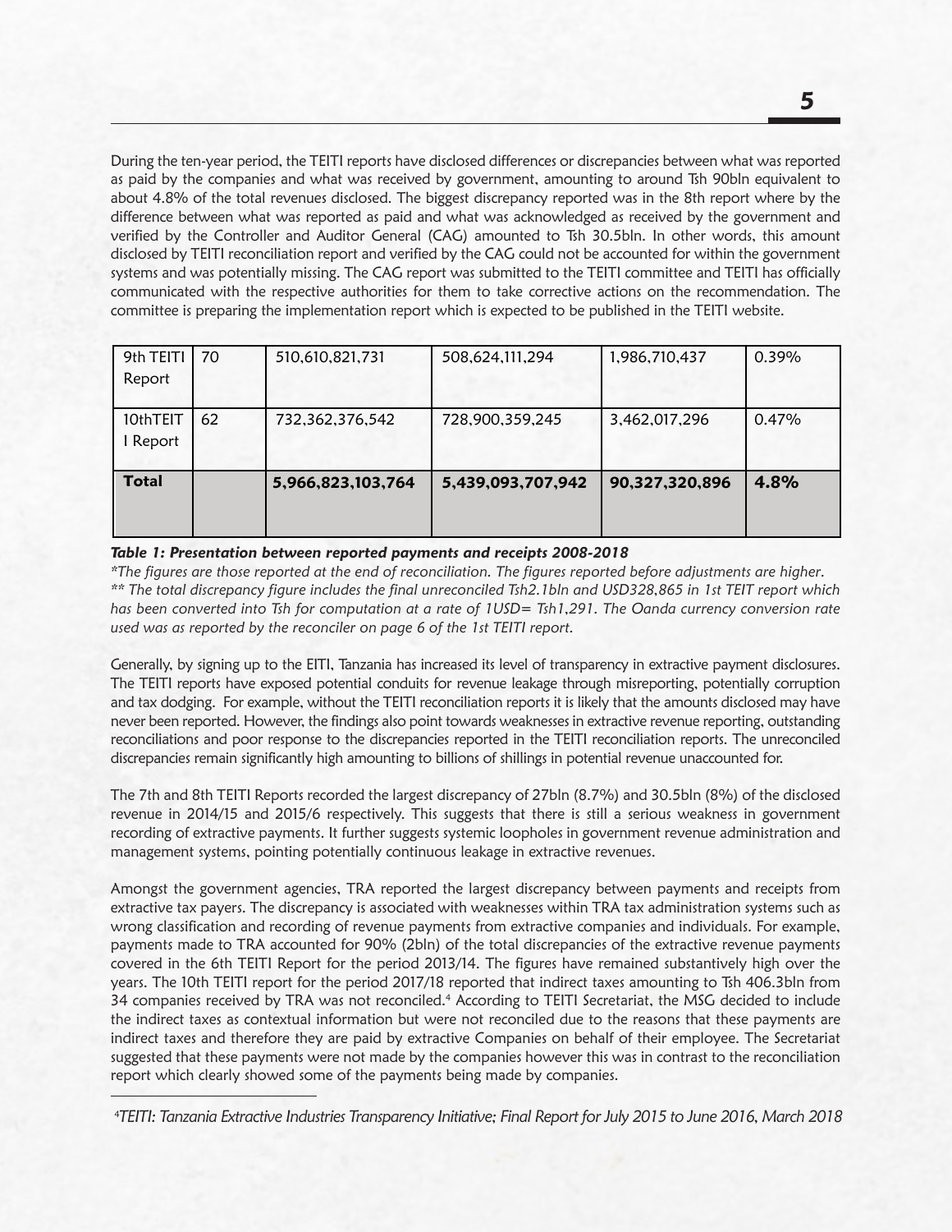During the ten-year period, the TEITI reports have disclosed differences or discrepancies between what was reported as paid by the companies and what was received by government, amounting to around Tsh 90bln equivalent to about 4.8% of the total revenues disclosed. The biggest discrepancy reported was in the 8th report where by the difference between what was reported as paid and what was acknowledged as received by the government and verified by the Controller and Auditor General (CAG) amounted to Tsh 30.5bln. In other words, this amount disclosed by TEITI reconciliation report and verified by the CAG could not be accounted for within the government systems and was potentially missing. The CAG report was submitted to the TEITI committee and TEITI has officially communicated with the respective authorities for them to take corrective actions on the recommendation. The committee is preparing the implementation report which is expected to be published in the TEITI website.

| | | | | | |
|---|---|---|---|---|---|
| 9th TEITI Report | 70 | 510,610,821,731 | 508,624,111,294 | 1,986,710,437 | 0.39% |
| 10thTEITI Report | 62 | 732,362,376,542 | 728,900,359,245 | 3,462,017,296 | 0.47% |
| **Total** | | **5,966,823,103,764** | **5,439,093,707,942** | **90,327,320,896** | **4.8%** |

***Table 1: Presentation between reported payments and receipts 2008-2018***

*\*The figures are those reported at the end of reconciliation. The figures reported before adjustments are higher.*

*\*\* The total discrepancy figure includes the final unreconciled Tsh2.1bln and USD328,865 in 1st TEIT report which has been converted into Tsh for computation at a rate of 1USD= Tsh1,291. The Oanda currency conversion rate used was as reported by the reconciler on page 6 of the 1st TEITI report.*

Generally, by signing up to the EITI, Tanzania has increased its level of transparency in extractive payment disclosures. The TEITI reports have exposed potential conduits for revenue leakage through misreporting, potentially corruption and tax dodging. For example, without the TEITI reconciliation reports it is likely that the amounts disclosed may have never been reported. However, the findings also point towards weaknesses in extractive revenue reporting, outstanding reconciliations and poor response to the discrepancies reported in the TEITI reconciliation reports. The unreconciled discrepancies remain significantly high amounting to billions of shillings in potential revenue unaccounted for.

The 7th and 8th TEITI Reports recorded the largest discrepancy of 27bln (8.7%) and 30.5bln (8%) of the disclosed revenue in 2014/15 and 2015/6 respectively. This suggests that there is still a serious weakness in government recording of extractive payments. It further suggests systemic loopholes in government revenue administration and management systems, pointing potentially continuous leakage in extractive revenues.

Amongst the government agencies, TRA reported the largest discrepancy between payments and receipts from extractive tax payers. The discrepancy is associated with weaknesses within TRA tax administration systems such as wrong classification and recording of revenue payments from extractive companies and individuals. For example, payments made to TRA accounted for 90% (2bln) of the total discrepancies of the extractive revenue payments covered in the 6th TEITI Report for the period 2013/14. The figures have remained substantively high over the years. The 10th TEITI report for the period 2017/18 reported that indirect taxes amounting to Tsh 406.3bln from 34 companies received by TRA was not reconciled.[4] According to TEITI Secretariat, the MSG decided to include the indirect taxes as contextual information but were not reconciled due to the reasons that these payments are indirect taxes and therefore they are paid by extractive Companies on behalf of their employee. The Secretariat suggested that these payments were not made by the companies however this was in contrast to the reconciliation report which clearly showed some of the payments being made by companies.

---

[4] *TEITI: Tanzania Extractive Industries Transparency Initiative; Final Report for July 2015 to June 2016, March 2018*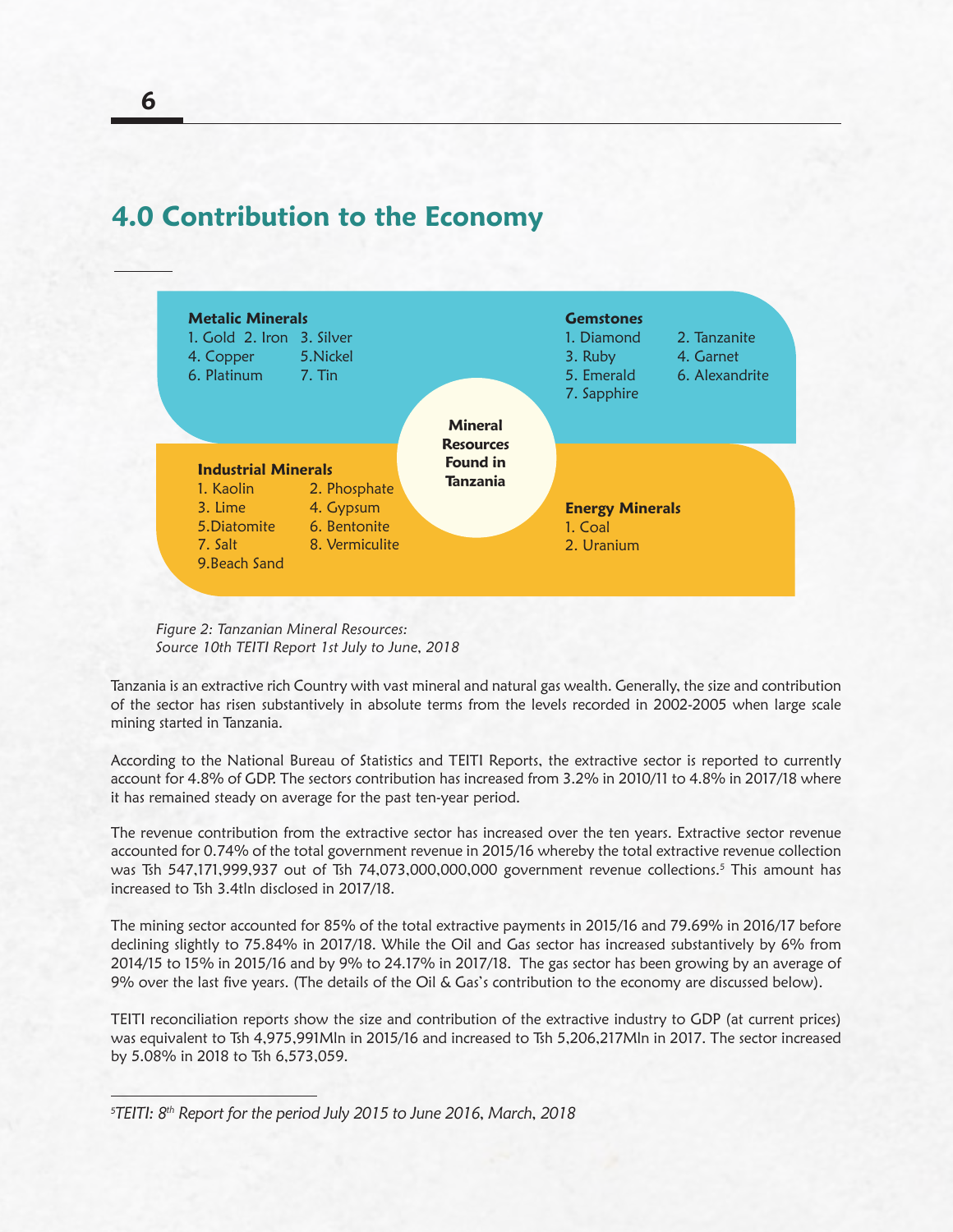## 4.0 Contribution to the Economy

**Metalic Minerals**
1. Gold 2. Iron 3. Silver
4. Copper 5.Nickel
6. Platinum 7. Tin

**Gemstones**
1. Diamond 2. Tanzanite
3. Ruby 4. Garnet
5. Emerald 6. Alexandrite
7. Sapphire

**Mineral Resources Found in Tanzania**

**Industrial Minerals**
1. Kaolin 2. Phosphate
3. Lime 4. Gypsum
5.Diatomite 6. Bentonite
7. Salt 8. Vermiculite
9.Beach Sand

**Energy Minerals**
1. Coal
2. Uranium

*Figure 2: Tanzanian Mineral Resources: Source 10th TEITI Report 1st July to June, 2018*

Tanzania is an extractive rich Country with vast mineral and natural gas wealth. Generally, the size and contribution of the sector has risen substantively in absolute terms from the levels recorded in 2002-2005 when large scale mining started in Tanzania.

According to the National Bureau of Statistics and TEITI Reports, the extractive sector is reported to currently account for 4.8% of GDP. The sectors contribution has increased from 3.2% in 2010/11 to 4.8% in 2017/18 where it has remained steady on average for the past ten-year period.

The revenue contribution from the extractive sector has increased over the ten years. Extractive sector revenue accounted for 0.74% of the total government revenue in 2015/16 whereby the total extractive revenue collection was Tsh 547,171,999,937 out of Tsh 74,073,000,000,000 government revenue collections.[5] This amount has increased to Tsh 3.4tln disclosed in 2017/18.

The mining sector accounted for 85% of the total extractive payments in 2015/16 and 79.69% in 2016/17 before declining slightly to 75.84% in 2017/18. While the Oil and Gas sector has increased substantively by 6% from 2014/15 to 15% in 2015/16 and by 9% to 24.17% in 2017/18. The gas sector has been growing by an average of 9% over the last five years. (The details of the Oil & Gas's contribution to the economy are discussed below).

TEITI reconciliation reports show the size and contribution of the extractive industry to GDP (at current prices) was equivalent to Tsh 4,975,991Mln in 2015/16 and increased to Tsh 5,206,217Mln in 2017. The sector increased by 5.08% in 2018 to Tsh 6,573,059.

---

[5] *TEITI: 8th Report for the period July 2015 to June 2016, March, 2018*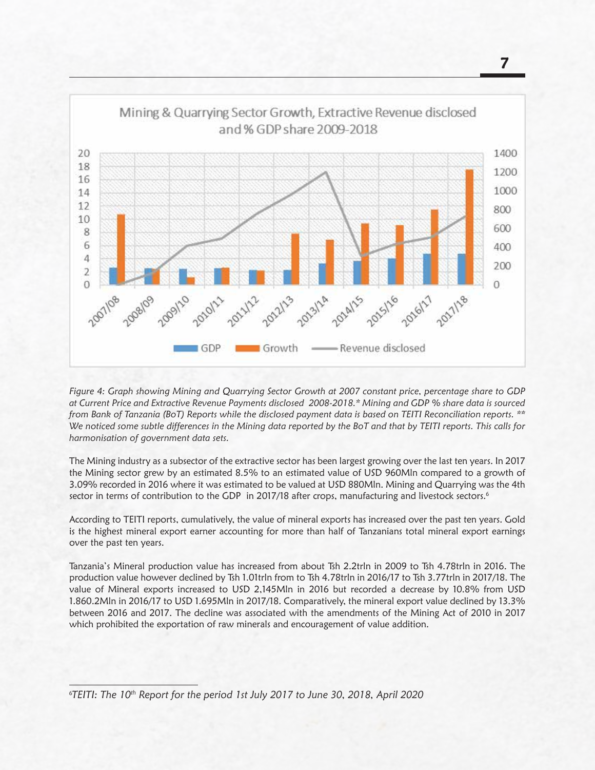*Figure 4: Graph showing Mining and Quarrying Sector Growth at 2007 constant price, percentage share to GDP at Current Price and Extractive Revenue Payments disclosed 2008-2018.\* Mining and GDP % share data is sourced from Bank of Tanzania (BoT) Reports while the disclosed payment data is based on TEITI Reconciliation reports. \*\* We noticed some subtle differences in the Mining data reported by the BoT and that by TEITI reports. This calls for harmonisation of government data sets.*

The Mining industry as a subsector of the extractive sector has been largest growing over the last ten years. In 2017 the Mining sector grew by an estimated 8.5% to an estimated value of USD 960Mln compared to a growth of 3.09% recorded in 2016 where it was estimated to be valued at USD 880Mln. Mining and Quarrying was the 4th sector in terms of contribution to the GDP in 2017/18 after crops, manufacturing and livestock sectors.[6]

According to TEITI reports, cumulatively, the value of mineral exports has increased over the past ten years. Gold is the highest mineral export earner accounting for more than half of Tanzanians total mineral export earnings over the past ten years.

Tanzania's Mineral production value has increased from about Tsh 2.2trln in 2009 to Tsh 4.78trln in 2016. The production value however declined by Tsh 1.01trln from to Tsh 4.78trln in 2016/17 to Tsh 3.77trln in 2017/18. The value of Mineral exports increased to USD 2,145Mln in 2016 but recorded a decrease by 10.8% from USD 1.860.2Mln in 2016/17 to USD 1.695Mln in 2017/18. Comparatively, the mineral export value declined by 13.3% between 2016 and 2017. The decline was associated with the amendments of the Mining Act of 2010 in 2017 which prohibited the exportation of raw minerals and encouragement of value addition.

---

[6] *TEITI: The 10th Report for the period 1st July 2017 to June 30, 2018, April 2020*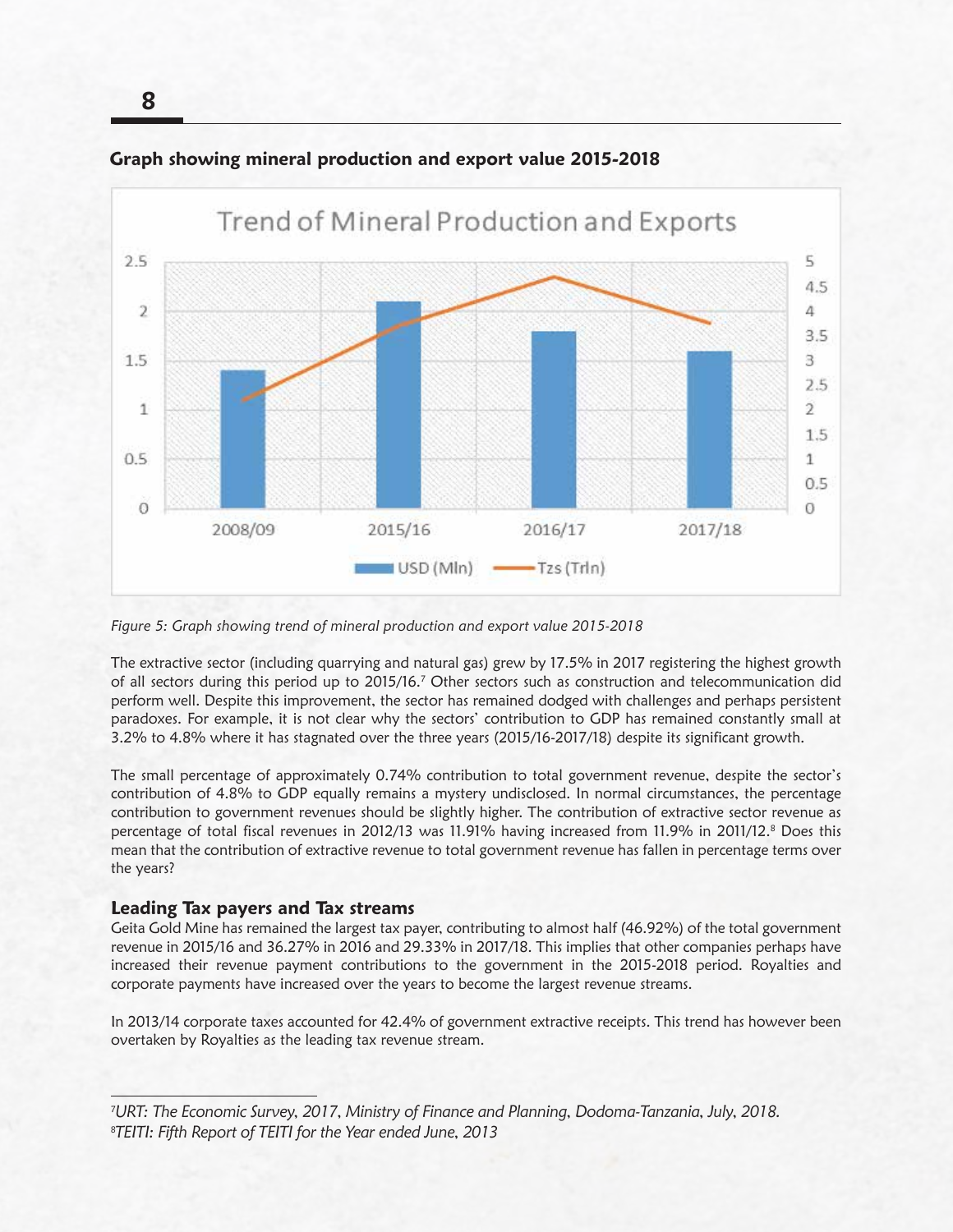**Graph showing mineral production and export value 2015-2018**

*Figure 5: Graph showing trend of mineral production and export value 2015-2018*

The extractive sector (including quarrying and natural gas) grew by 17.5% in 2017 registering the highest growth of all sectors during this period up to 2015/16.[7] Other sectors such as construction and telecommunication did perform well. Despite this improvement, the sector has remained dodged with challenges and perhaps persistent paradoxes. For example, it is not clear why the sectors' contribution to GDP has remained constantly small at 3.2% to 4.8% where it has stagnated over the three years (2015/16-2017/18) despite its significant growth.

The small percentage of approximately 0.74% contribution to total government revenue, despite the sector's contribution of 4.8% to GDP equally remains a mystery undisclosed. In normal circumstances, the percentage contribution to government revenues should be slightly higher. The contribution of extractive sector revenue as percentage of total fiscal revenues in 2012/13 was 11.91% having increased from 11.9% in 2011/12.[8] Does this mean that the contribution of extractive revenue to total government revenue has fallen in percentage terms over the years?

### Leading Tax payers and Tax streams

Geita Gold Mine has remained the largest tax payer, contributing to almost half (46.92%) of the total government revenue in 2015/16 and 36.27% in 2016 and 29.33% in 2017/18. This implies that other companies perhaps have increased their revenue payment contributions to the government in the 2015-2018 period. Royalties and corporate payments have increased over the years to become the largest revenue streams.

In 2013/14 corporate taxes accounted for 42.4% of government extractive receipts. This trend has however been overtaken by Royalties as the leading tax revenue stream.

---

[7] *URT: The Economic Survey, 2017, Ministry of Finance and Planning, Dodoma-Tanzania, July, 2018.*
[8] *TEITI: Fifth Report of TEITI for the Year ended June, 2013*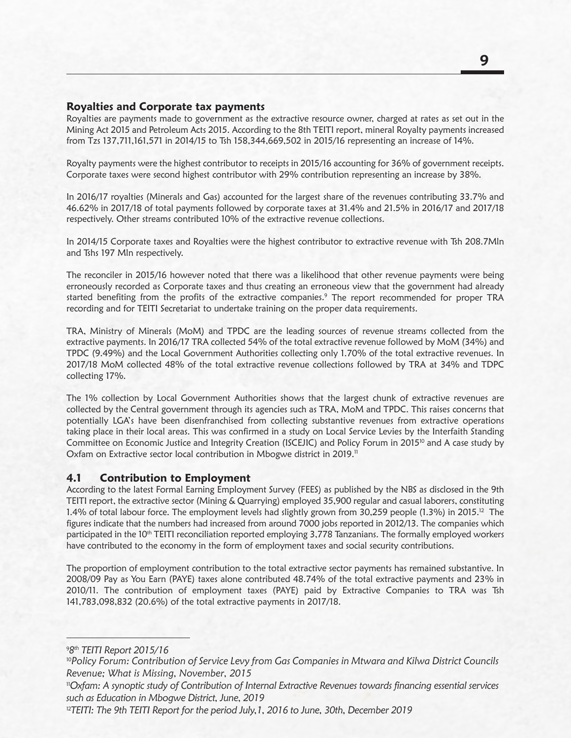### Royalties and Corporate tax payments

Royalties are payments made to government as the extractive resource owner, charged at rates as set out in the Mining Act 2015 and Petroleum Acts 2015. According to the 8th TEITI report, mineral Royalty payments increased from Tzs 137,711,161,571 in 2014/15 to Tsh 158,344,669,502 in 2015/16 representing an increase of 14%.

Royalty payments were the highest contributor to receipts in 2015/16 accounting for 36% of government receipts. Corporate taxes were second highest contributor with 29% contribution representing an increase by 38%.

In 2016/17 royalties (Minerals and Gas) accounted for the largest share of the revenues contributing 33.7% and 46.62% in 2017/18 of total payments followed by corporate taxes at 31.4% and 21.5% in 2016/17 and 2017/18 respectively. Other streams contributed 10% of the extractive revenue collections.

In 2014/15 Corporate taxes and Royalties were the highest contributor to extractive revenue with Tsh 208.7Mln and Tshs 197 Mln respectively.

The reconciler in 2015/16 however noted that there was a likelihood that other revenue payments were being erroneously recorded as Corporate taxes and thus creating an erroneous view that the government had already started benefiting from the profits of the extractive companies.[9] The report recommended for proper TRA recording and for TEITI Secretariat to undertake training on the proper data requirements.

TRA, Ministry of Minerals (MoM) and TPDC are the leading sources of revenue streams collected from the extractive payments. In 2016/17 TRA collected 54% of the total extractive revenue followed by MoM (34%) and TPDC (9.49%) and the Local Government Authorities collecting only 1.70% of the total extractive revenues. In 2017/18 MoM collected 48% of the total extractive revenue collections followed by TRA at 34% and TDPC collecting 17%.

The 1% collection by Local Government Authorities shows that the largest chunk of extractive revenues are collected by the Central government through its agencies such as TRA, MoM and TPDC. This raises concerns that potentially LGA's have been disenfranchised from collecting substantive revenues from extractive operations taking place in their local areas. This was confirmed in a study on Local Service Levies by the Interfaith Standing Committee on Economic Justice and Integrity Creation (ISCEJIC) and Policy Forum in 2015[10] and A case study by Oxfam on Extractive sector local contribution in Mbogwe district in 2019.[11]

## 4.1 Contribution to Employment

According to the latest Formal Earning Employment Survey (FEES) as published by the NBS as disclosed in the 9th TEITI report, the extractive sector (Mining & Quarrying) employed 35,900 regular and casual laborers, constituting 1.4% of total labour force. The employment levels had slightly grown from 30,259 people (1.3%) in 2015.[12] The figures indicate that the numbers had increased from around 7000 jobs reported in 2012/13. The companies which participated in the 10th TEITI reconciliation reported employing 3,778 Tanzanians. The formally employed workers have contributed to the economy in the form of employment taxes and social security contributions.

The proportion of employment contribution to the total extractive sector payments has remained substantive. In 2008/09 Pay as You Earn (PAYE) taxes alone contributed 48.74% of the total extractive payments and 23% in 2010/11. The contribution of employment taxes (PAYE) paid by Extractive Companies to TRA was Tsh 141,783,098,832 (20.6%) of the total extractive payments in 2017/18.

---

[9] *8th TEITI Report 2015/16*

[10] *Policy Forum: Contribution of Service Levy from Gas Companies in Mtwara and Kilwa District Councils Revenue; What is Missing, November, 2015*

[11] *Oxfam: A synoptic study of Contribution of Internal Extractive Revenues towards financing essential services such as Education in Mbogwe District, June, 2019*

[12] *TEITI: The 9th TEITI Report for the period July,1, 2016 to June, 30th, December 2019*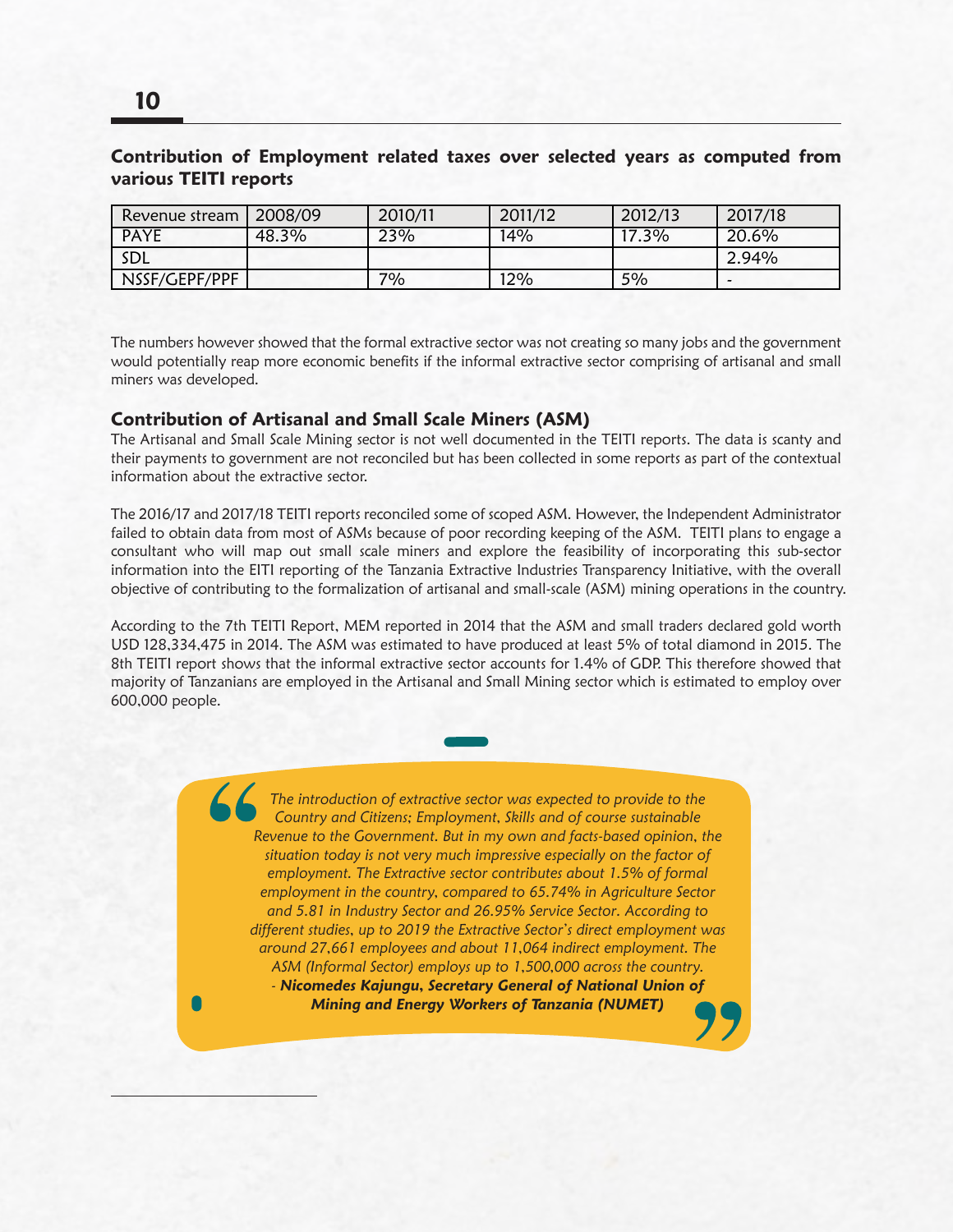### Contribution of Employment related taxes over selected years as computed from various TEITI reports

| Revenue stream | 2008/09 | 2010/11 | 2011/12 | 2012/13 | 2017/18 |
|---|---|---|---|---|---|
| PAYE | 48.3% | 23% | 14% | 17.3% | 20.6% |
| SDL | | | | | 2.94% |
| NSSF/GEPF/PPF | | 7% | 12% | 5% | - |

The numbers however showed that the formal extractive sector was not creating so many jobs and the government would potentially reap more economic benefits if the informal extractive sector comprising of artisanal and small miners was developed.

### Contribution of Artisanal and Small Scale Miners (ASM)

The Artisanal and Small Scale Mining sector is not well documented in the TEITI reports. The data is scanty and their payments to government are not reconciled but has been collected in some reports as part of the contextual information about the extractive sector.

The 2016/17 and 2017/18 TEITI reports reconciled some of scoped ASM. However, the Independent Administrator failed to obtain data from most of ASMs because of poor recording keeping of the ASM. TEITI plans to engage a consultant who will map out small scale miners and explore the feasibility of incorporating this sub-sector information into the EITI reporting of the Tanzania Extractive Industries Transparency Initiative, with the overall objective of contributing to the formalization of artisanal and small-scale (ASM) mining operations in the country.

According to the 7th TEITI Report, MEM reported in 2014 that the ASM and small traders declared gold worth USD 128,334,475 in 2014. The ASM was estimated to have produced at least 5% of total diamond in 2015. The 8th TEITI report shows that the informal extractive sector accounts for 1.4% of GDP. This therefore showed that majority of Tanzanians are employed in the Artisanal and Small Mining sector which is estimated to employ over 600,000 people.

> *The introduction of extractive sector was expected to provide to the Country and Citizens; Employment, Skills and of course sustainable Revenue to the Government. But in my own and facts-based opinion, the situation today is not very much impressive especially on the factor of employment. The Extractive sector contributes about 1.5% of formal employment in the country, compared to 65.74% in Agriculture Sector and 5.81 in Industry Sector and 26.95% Service Sector. According to different studies, up to 2019 the Extractive Sector's direct employment was around 27,661 employees and about 11,064 indirect employment. The ASM (Informal Sector) employs up to 1,500,000 across the country.*
>
> *- **Nicomedes Kajungu, Secretary General of National Union of Mining and Energy Workers of Tanzania (NUMET)***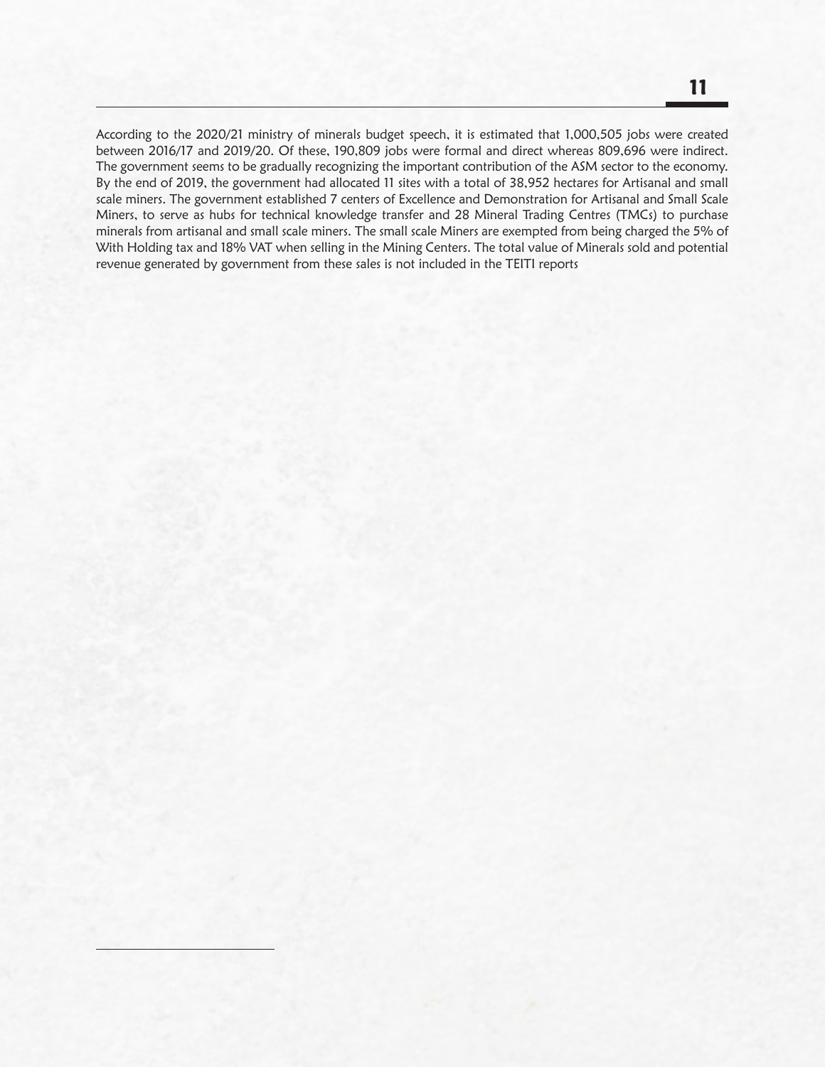According to the 2020/21 ministry of minerals budget speech, it is estimated that 1,000,505 jobs were created between 2016/17 and 2019/20. Of these, 190,809 jobs were formal and direct whereas 809,696 were indirect. The government seems to be gradually recognizing the important contribution of the ASM sector to the economy. By the end of 2019, the government had allocated 11 sites with a total of 38,952 hectares for Artisanal and small scale miners. The government established 7 centers of Excellence and Demonstration for Artisanal and Small Scale Miners, to serve as hubs for technical knowledge transfer and 28 Mineral Trading Centres (TMCs) to purchase minerals from artisanal and small scale miners. The small scale Miners are exempted from being charged the 5% of With Holding tax and 18% VAT when selling in the Mining Centers. The total value of Minerals sold and potential revenue generated by government from these sales is not included in the TEITI reports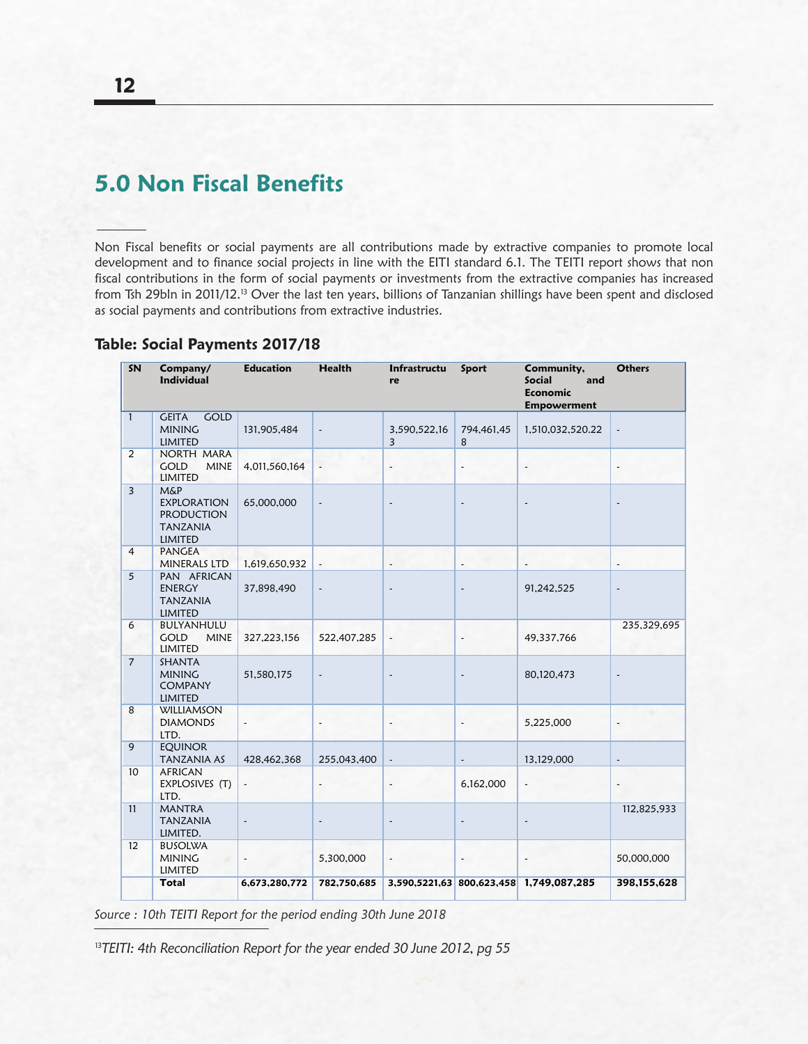# 5.0 Non Fiscal Benefits

Non Fiscal benefits or social payments are all contributions made by extractive companies to promote local development and to finance social projects in line with the EITI standard 6.1. The TEITI report shows that non fiscal contributions in the form of social payments or investments from the extractive companies has increased from Tsh 29bln in 2011/12.[13] Over the last ten years, billions of Tanzanian shillings have been spent and disclosed as social payments and contributions from extractive industries.

### Table: Social Payments 2017/18

| SN | Company/ Individual | Education | Health | Infrastructure | Sport | Community, Social and Economic Empowerment | Others |
|---|---|---|---|---|---|---|---|
| 1 | GEITA GOLD MINING LIMITED | 131,905,484 | - | 3,590,522,163 | 794,461,458 | 1,510,032,520.22 | - |
| 2 | NORTH MARA GOLD MINE LIMITED | 4,011,560,164 | - | - | - | - | - |
| 3 | M&P EXPLORATION PRODUCTION TANZANIA LIMITED | 65,000,000 | - | - | - | - | - |
| 4 | PANGEA MINERALS LTD | 1,619,650,932 | - | - | - | - | - |
| 5 | PAN AFRICAN ENERGY TANZANIA LIMITED | 37,898,490 | - | - | - | 91,242,525 | - |
| 6 | BULYANHULU GOLD MINE LIMITED | 327,223,156 | 522,407,285 | - | - | 49,337,766 | 235,329,695 |
| 7 | SHANTA MINING COMPANY LIMITED | 51,580,175 | - | - | - | 80,120,473 | - |
| 8 | WILLIAMSON DIAMONDS LTD. | - | - | - | - | 5,225,000 | - |
| 9 | EQUINOR TANZANIA AS | 428,462,368 | 255,043,400 | - | - | 13,129,000 | - |
| 10 | AFRICAN EXPLOSIVES (T) LTD. | - | - | - | 6,162,000 | - | - |
| 11 | MANTRA TANZANIA LIMITED. | - | - | - | - | - | 112,825,933 |
| 12 | BUSOLWA MINING LIMITED | - | 5,300,000 | - | - | - | 50,000,000 |
| | **Total** | **6,673,280,772** | **782,750,685** | **3,590,5221,63** | **800,623,458** | **1,749,087,285** | **398,155,628** |

*Source : 10th TEITI Report for the period ending 30th June 2018*

[13]*TEITI: 4th Reconciliation Report for the year ended 30 June 2012, pg 55*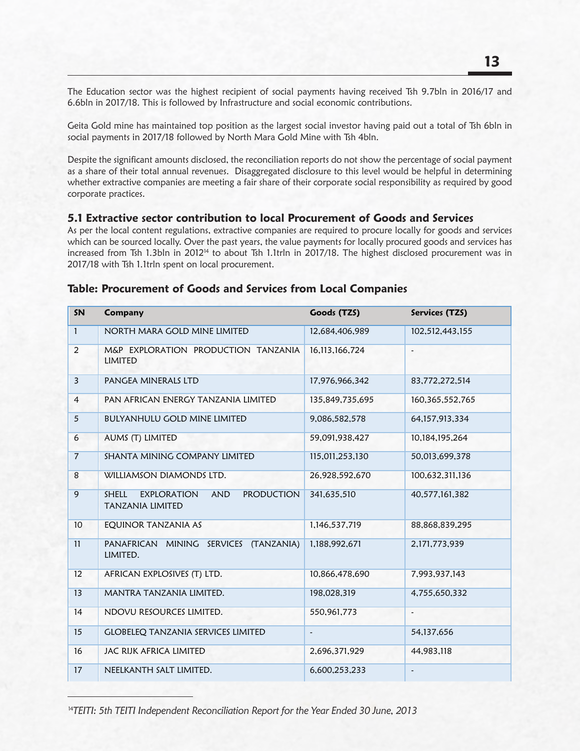The Education sector was the highest recipient of social payments having received Tsh 9.7bln in 2016/17 and 6.6bln in 2017/18. This is followed by Infrastructure and social economic contributions.

Geita Gold mine has maintained top position as the largest social investor having paid out a total of Tsh 6bln in social payments in 2017/18 followed by North Mara Gold Mine with Tsh 4bln.

Despite the significant amounts disclosed, the reconciliation reports do not show the percentage of social payment as a share of their total annual revenues. Disaggregated disclosure to this level would be helpful in determining whether extractive companies are meeting a fair share of their corporate social responsibility as required by good corporate practices.

### 5.1 Extractive sector contribution to local Procurement of Goods and Services

As per the local content regulations, extractive companies are required to procure locally for goods and services which can be sourced locally. Over the past years, the value payments for locally procured goods and services has increased from Tsh 1.3bln in 2012[14] to about Tsh 1.1trln in 2017/18. The highest disclosed procurement was in 2017/18 with Tsh 1.1trln spent on local procurement.

**Table: Procurement of Goods and Services from Local Companies**

| SN | Company | Goods (TZS) | Services (TZS) |
|---|---|---|---|
| 1 | NORTH MARA GOLD MINE LIMITED | 12,684,406,989 | 102,512,443,155 |
| 2 | M&P EXPLORATION PRODUCTION TANZANIA LIMITED | 16,113,166,724 | - |
| 3 | PANGEA MINERALS LTD | 17,976,966,342 | 83,772,272,514 |
| 4 | PAN AFRICAN ENERGY TANZANIA LIMITED | 135,849,735,695 | 160,365,552,765 |
| 5 | BULYANHULU GOLD MINE LIMITED | 9,086,582,578 | 64,157,913,334 |
| 6 | AUMS (T) LIMITED | 59,091,938,427 | 10,184,195,264 |
| 7 | SHANTA MINING COMPANY LIMITED | 115,011,253,130 | 50,013,699,378 |
| 8 | WILLIAMSON DIAMONDS LTD. | 26,928,592,670 | 100,632,311,136 |
| 9 | SHELL EXPLORATION AND PRODUCTION TANZANIA LIMITED | 341,635,510 | 40,577,161,382 |
| 10 | EQUINOR TANZANIA AS | 1,146,537,719 | 88,868,839,295 |
| 11 | PANAFRICAN MINING SERVICES (TANZANIA) LIMITED. | 1,188,992,671 | 2,171,773,939 |
| 12 | AFRICAN EXPLOSIVES (T) LTD. | 10,866,478,690 | 7,993,937,143 |
| 13 | MANTRA TANZANIA LIMITED. | 198,028,319 | 4,755,650,332 |
| 14 | NDOVU RESOURCES LIMITED. | 550,961,773 | - |
| 15 | GLOBELEQ TANZANIA SERVICES LIMITED | - | 54,137,656 |
| 16 | JAC RIJK AFRICA LIMITED | 2,696,371,929 | 44,983,118 |
| 17 | NEELKANTH SALT LIMITED. | 6,600,253,233 | - |

[14] *TEITI: 5th TEITI Independent Reconciliation Report for the Year Ended 30 June, 2013*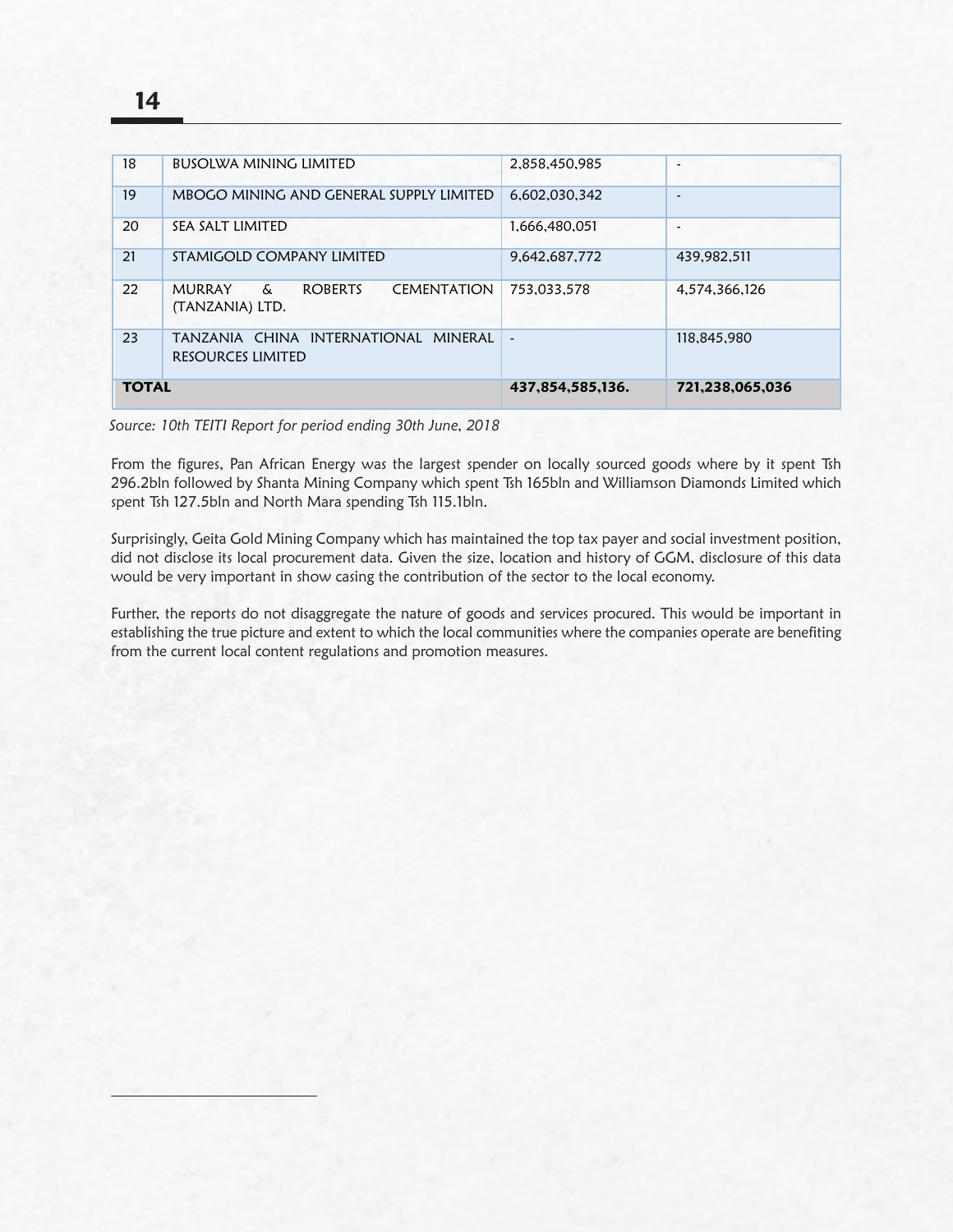| 18 | BUSOLWA MINING LIMITED | 2,858,450,985 | - |
|---|---|---|---|
| 19 | MBOGO MINING AND GENERAL SUPPLY LIMITED | 6,602,030,342 | - |
| 20 | SEA SALT LIMITED | 1,666,480,051 | - |
| 21 | STAMIGOLD COMPANY LIMITED | 9,642,687,772 | 439,982,511 |
| 22 | MURRAY & ROBERTS CEMENTATION (TANZANIA) LTD. | 753,033,578 | 4,574,366,126 |
| 23 | TANZANIA CHINA INTERNATIONAL MINERAL RESOURCES LIMITED | - | 118,845,980 |
| **TOTAL** | | **437,854,585,136.** | **721,238,065,036** |

*Source: 10th TEITI Report for period ending 30th June, 2018*

From the figures, Pan African Energy was the largest spender on locally sourced goods where by it spent Tsh 296.2bln followed by Shanta Mining Company which spent Tsh 165bln and Williamson Diamonds Limited which spent Tsh 127.5bln and North Mara spending Tsh 115.1bln.

Surprisingly, Geita Gold Mining Company which has maintained the top tax payer and social investment position, did not disclose its local procurement data. Given the size, location and history of GGM, disclosure of this data would be very important in show casing the contribution of the sector to the local economy.

Further, the reports do not disaggregate the nature of goods and services procured. This would be important in establishing the true picture and extent to which the local communities where the companies operate are benefiting from the current local content regulations and promotion measures.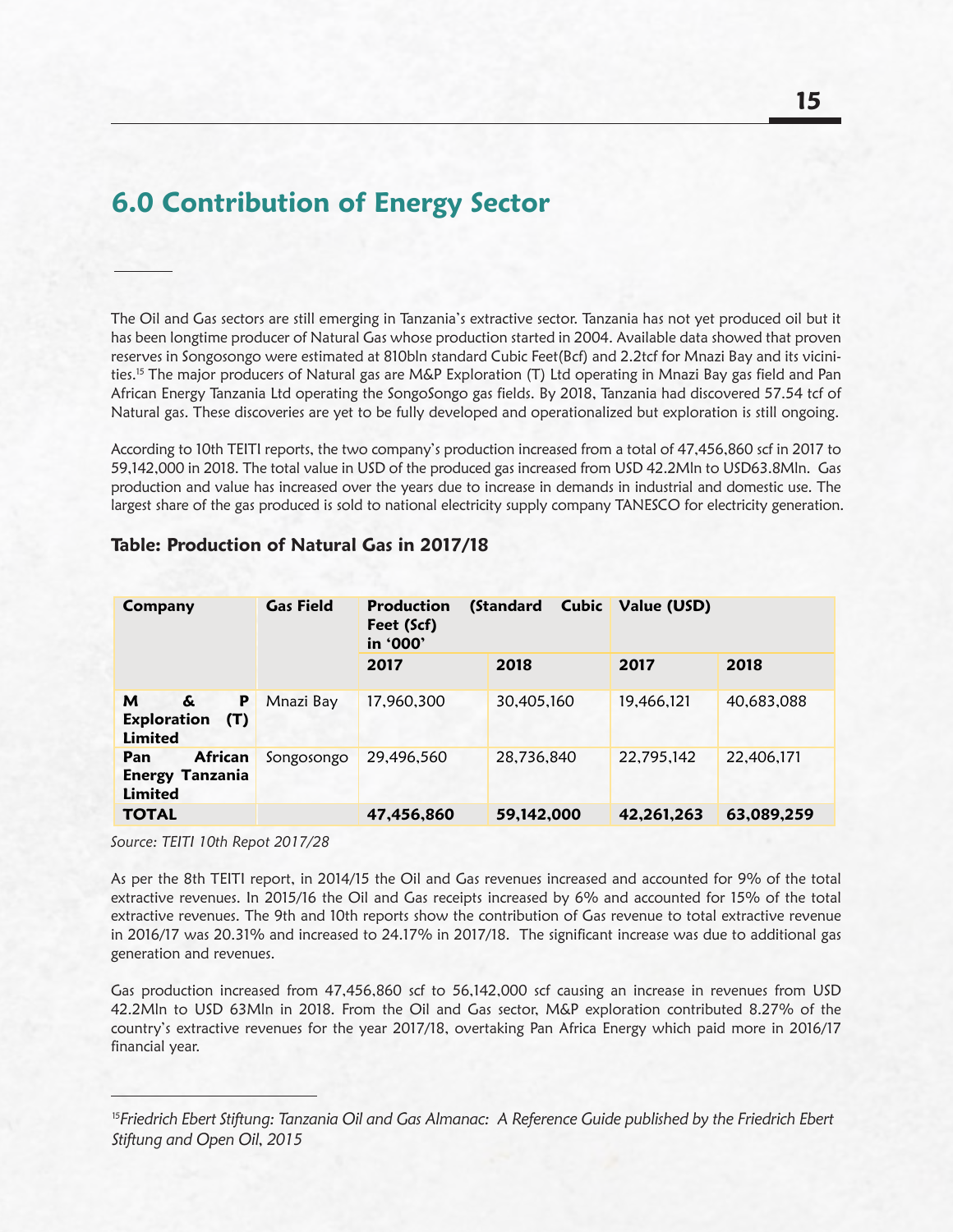# 6.0 Contribution of Energy Sector

The Oil and Gas sectors are still emerging in Tanzania's extractive sector. Tanzania has not yet produced oil but it has been longtime producer of Natural Gas whose production started in 2004. Available data showed that proven reserves in Songosongo were estimated at 810bln standard Cubic Feet(Bcf) and 2.2tcf for Mnazi Bay and its vicinities.[15] The major producers of Natural gas are M&P Exploration (T) Ltd operating in Mnazi Bay gas field and Pan African Energy Tanzania Ltd operating the SongoSongo gas fields. By 2018, Tanzania had discovered 57.54 tcf of Natural gas. These discoveries are yet to be fully developed and operationalized but exploration is still ongoing.

According to 10th TEITI reports, the two company's production increased from a total of 47,456,860 scf in 2017 to 59,142,000 in 2018. The total value in USD of the produced gas increased from USD 42.2Mln to USD63.8Mln. Gas production and value has increased over the years due to increase in demands in industrial and domestic use. The largest share of the gas produced is sold to national electricity supply company TANESCO for electricity generation.

### Table: Production of Natural Gas in 2017/18

| Company | Gas Field | Production (Standard Cubic Feet (Scf) in '000' | | Value (USD) | |
|---|---|---|---|---|---|
| | | 2017 | 2018 | 2017 | 2018 |
| **M & P Exploration (T) Limited** | Mnazi Bay | 17,960,300 | 30,405,160 | 19,466,121 | 40,683,088 |
| **Pan African Energy Tanzania Limited** | Songosongo | 29,496,560 | 28,736,840 | 22,795,142 | 22,406,171 |
| **TOTAL** | | **47,456,860** | **59,142,000** | **42,261,263** | **63,089,259** |

*Source: TEITI 10th Repot 2017/28*

As per the 8th TEITI report, in 2014/15 the Oil and Gas revenues increased and accounted for 9% of the total extractive revenues. In 2015/16 the Oil and Gas receipts increased by 6% and accounted for 15% of the total extractive revenues. The 9th and 10th reports show the contribution of Gas revenue to total extractive revenue in 2016/17 was 20.31% and increased to 24.17% in 2017/18. The significant increase was due to additional gas generation and revenues.

Gas production increased from 47,456,860 scf to 56,142,000 scf causing an increase in revenues from USD 42.2Mln to USD 63Mln in 2018. From the Oil and Gas sector, M&P exploration contributed 8.27% of the country's extractive revenues for the year 2017/18, overtaking Pan Africa Energy which paid more in 2016/17 financial year.

---

[15]*Friedrich Ebert Stiftung: Tanzania Oil and Gas Almanac: A Reference Guide published by the Friedrich Ebert Stiftung and Open Oil, 2015*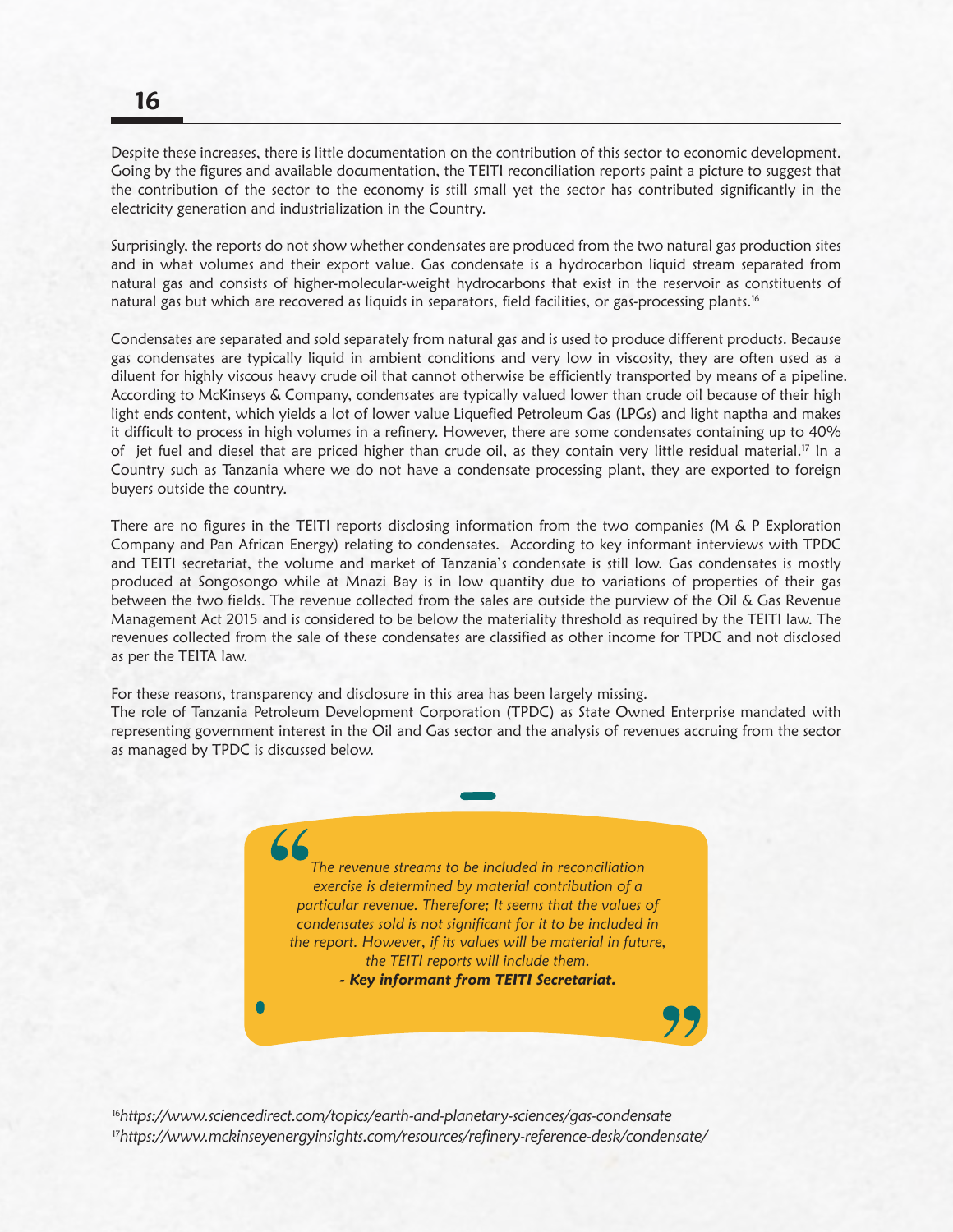Despite these increases, there is little documentation on the contribution of this sector to economic development. Going by the figures and available documentation, the TEITI reconciliation reports paint a picture to suggest that the contribution of the sector to the economy is still small yet the sector has contributed significantly in the electricity generation and industrialization in the Country.

Surprisingly, the reports do not show whether condensates are produced from the two natural gas production sites and in what volumes and their export value. Gas condensate is a hydrocarbon liquid stream separated from natural gas and consists of higher-molecular-weight hydrocarbons that exist in the reservoir as constituents of natural gas but which are recovered as liquids in separators, field facilities, or gas-processing plants.[16]

Condensates are separated and sold separately from natural gas and is used to produce different products. Because gas condensates are typically liquid in ambient conditions and very low in viscosity, they are often used as a diluent for highly viscous heavy crude oil that cannot otherwise be efficiently transported by means of a pipeline. According to McKinseys & Company, condensates are typically valued lower than crude oil because of their high light ends content, which yields a lot of lower value Liquefied Petroleum Gas (LPGs) and light naptha and makes it difficult to process in high volumes in a refinery. However, there are some condensates containing up to 40% of jet fuel and diesel that are priced higher than crude oil, as they contain very little residual material.[17] In a Country such as Tanzania where we do not have a condensate processing plant, they are exported to foreign buyers outside the country.

There are no figures in the TEITI reports disclosing information from the two companies (M & P Exploration Company and Pan African Energy) relating to condensates. According to key informant interviews with TPDC and TEITI secretariat, the volume and market of Tanzania's condensate is still low. Gas condensates is mostly produced at Songosongo while at Mnazi Bay is in low quantity due to variations of properties of their gas between the two fields. The revenue collected from the sales are outside the purview of the Oil & Gas Revenue Management Act 2015 and is considered to be below the materiality threshold as required by the TEITI law. The revenues collected from the sale of these condensates are classified as other income for TPDC and not disclosed as per the TEITA law.

For these reasons, transparency and disclosure in this area has been largely missing.

The role of Tanzania Petroleum Development Corporation (TPDC) as State Owned Enterprise mandated with representing government interest in the Oil and Gas sector and the analysis of revenues accruing from the sector as managed by TPDC is discussed below.

> *The revenue streams to be included in reconciliation exercise is determined by material contribution of a particular revenue. Therefore; It seems that the values of condensates sold is not significant for it to be included in the report. However, if its values will be material in future, the TEITI reports will include them.*
>
> ***- Key informant from TEITI Secretariat.***

---

[16] *https://www.sciencedirect.com/topics/earth-and-planetary-sciences/gas-condensate*

[17] *https://www.mckinseyenergyinsights.com/resources/refinery-reference-desk/condensate/*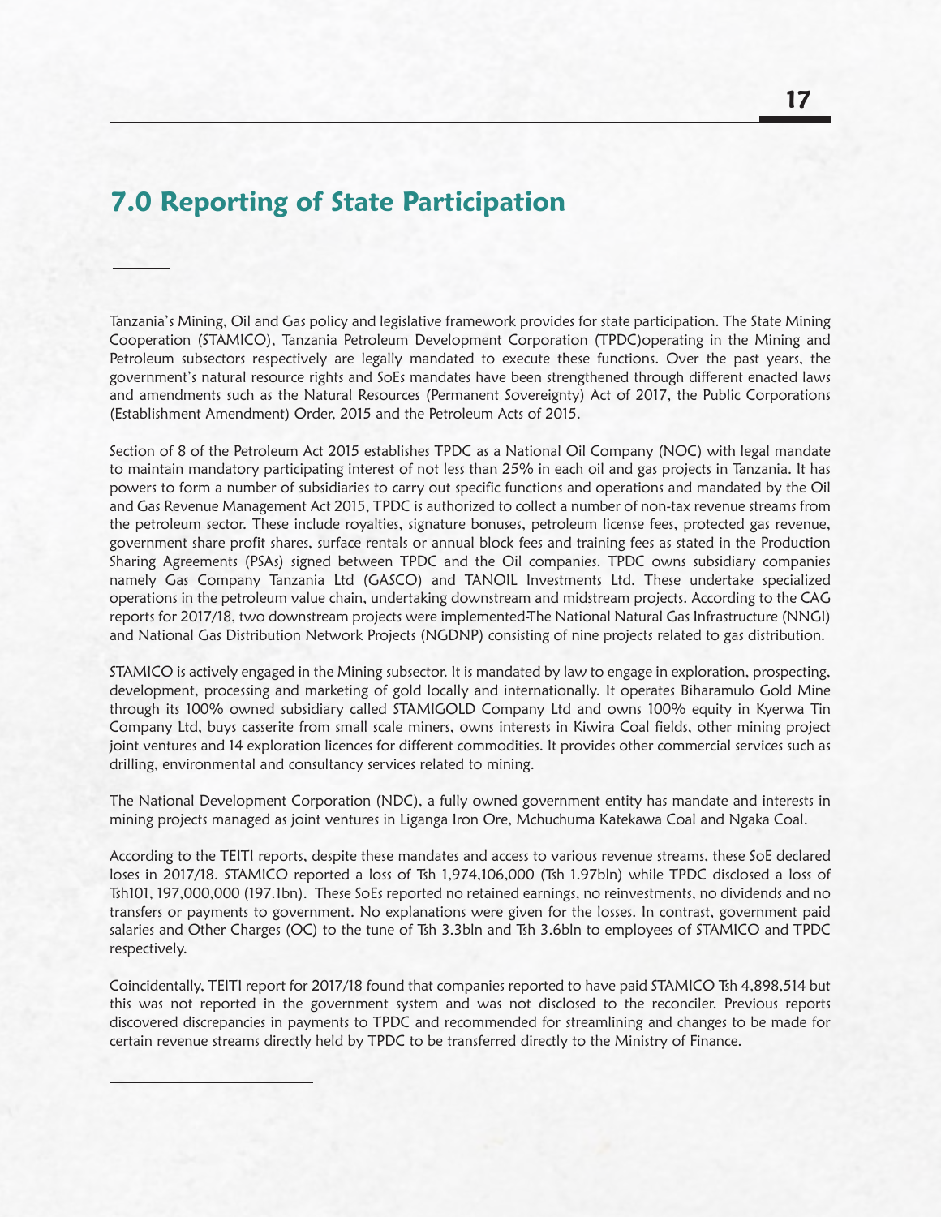# 7.0 Reporting of State Participation

Tanzania's Mining, Oil and Gas policy and legislative framework provides for state participation. The State Mining Cooperation (STAMICO), Tanzania Petroleum Development Corporation (TPDC)operating in the Mining and Petroleum subsectors respectively are legally mandated to execute these functions. Over the past years, the government's natural resource rights and SoEs mandates have been strengthened through different enacted laws and amendments such as the Natural Resources (Permanent Sovereignty) Act of 2017, the Public Corporations (Establishment Amendment) Order, 2015 and the Petroleum Acts of 2015.

Section of 8 of the Petroleum Act 2015 establishes TPDC as a National Oil Company (NOC) with legal mandate to maintain mandatory participating interest of not less than 25% in each oil and gas projects in Tanzania. It has powers to form a number of subsidiaries to carry out specific functions and operations and mandated by the Oil and Gas Revenue Management Act 2015, TPDC is authorized to collect a number of non-tax revenue streams from the petroleum sector. These include royalties, signature bonuses, petroleum license fees, protected gas revenue, government share profit shares, surface rentals or annual block fees and training fees as stated in the Production Sharing Agreements (PSAs) signed between TPDC and the Oil companies. TPDC owns subsidiary companies namely Gas Company Tanzania Ltd (GASCO) and TANOIL Investments Ltd. These undertake specialized operations in the petroleum value chain, undertaking downstream and midstream projects. According to the CAG reports for 2017/18, two downstream projects were implemented-The National Natural Gas Infrastructure (NNGI) and National Gas Distribution Network Projects (NGDNP) consisting of nine projects related to gas distribution.

STAMICO is actively engaged in the Mining subsector. It is mandated by law to engage in exploration, prospecting, development, processing and marketing of gold locally and internationally. It operates Biharamulo Gold Mine through its 100% owned subsidiary called STAMIGOLD Company Ltd and owns 100% equity in Kyerwa Tin Company Ltd, buys casserite from small scale miners, owns interests in Kiwira Coal fields, other mining project joint ventures and 14 exploration licences for different commodities. It provides other commercial services such as drilling, environmental and consultancy services related to mining.

The National Development Corporation (NDC), a fully owned government entity has mandate and interests in mining projects managed as joint ventures in Liganga Iron Ore, Mchuchuma Katekawa Coal and Ngaka Coal.

According to the TEITI reports, despite these mandates and access to various revenue streams, these SoE declared loses in 2017/18. STAMICO reported a loss of Tsh 1,974,106,000 (Tsh 1.97bln) while TPDC disclosed a loss of Tsh101, 197,000,000 (197.1bn). These SoEs reported no retained earnings, no reinvestments, no dividends and no transfers or payments to government. No explanations were given for the losses. In contrast, government paid salaries and Other Charges (OC) to the tune of Tsh 3.3bln and Tsh 3.6bln to employees of STAMICO and TPDC respectively.

Coincidentally, TEITI report for 2017/18 found that companies reported to have paid STAMICO Tsh 4,898,514 but this was not reported in the government system and was not disclosed to the reconciler. Previous reports discovered discrepancies in payments to TPDC and recommended for streamlining and changes to be made for certain revenue streams directly held by TPDC to be transferred directly to the Ministry of Finance.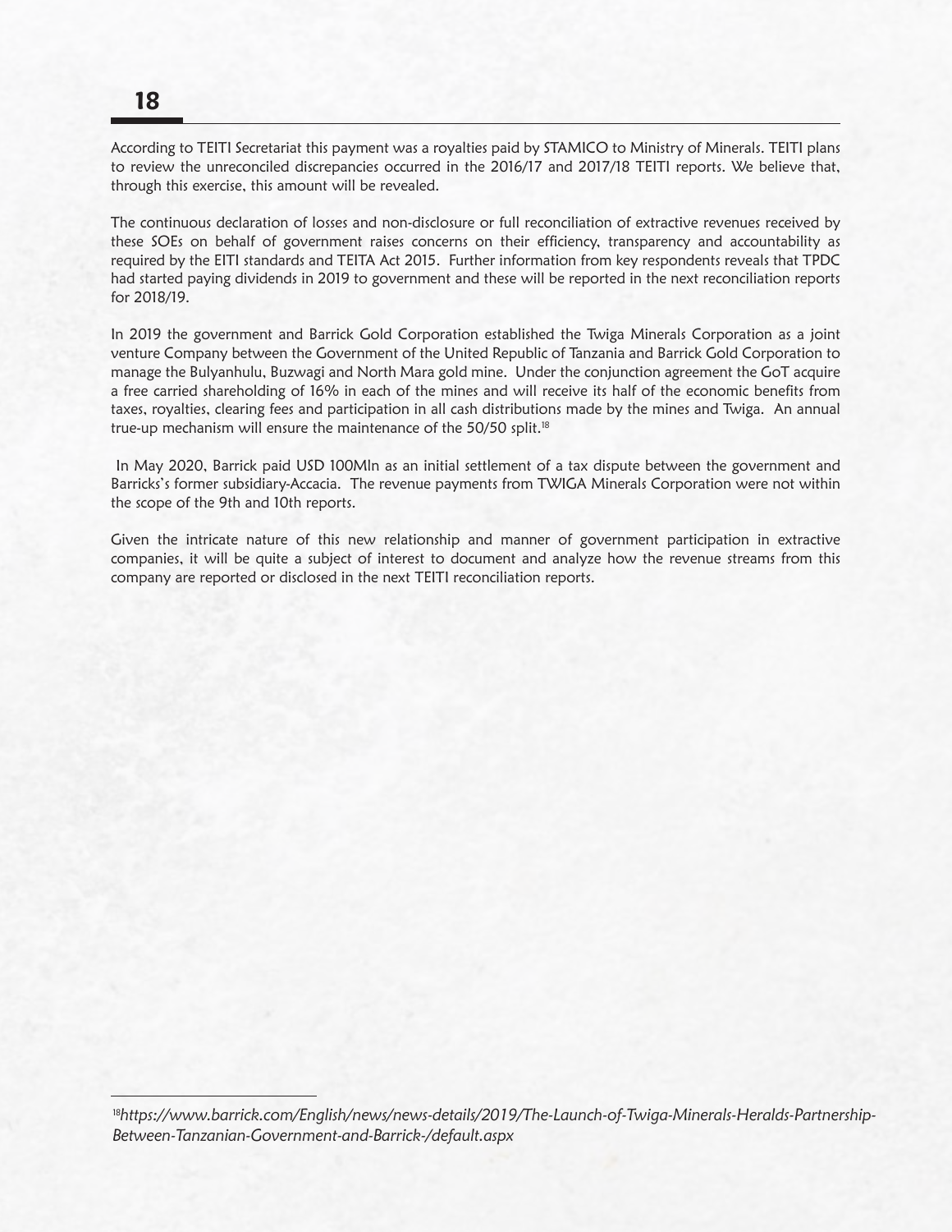According to TEITI Secretariat this payment was a royalties paid by STAMICO to Ministry of Minerals. TEITI plans to review the unreconciled discrepancies occurred in the 2016/17 and 2017/18 TEITI reports. We believe that, through this exercise, this amount will be revealed.

The continuous declaration of losses and non-disclosure or full reconciliation of extractive revenues received by these SOEs on behalf of government raises concerns on their efficiency, transparency and accountability as required by the EITI standards and TEITA Act 2015. Further information from key respondents reveals that TPDC had started paying dividends in 2019 to government and these will be reported in the next reconciliation reports for 2018/19.

In 2019 the government and Barrick Gold Corporation established the Twiga Minerals Corporation as a joint venture Company between the Government of the United Republic of Tanzania and Barrick Gold Corporation to manage the Bulyanhulu, Buzwagi and North Mara gold mine. Under the conjunction agreement the GoT acquire a free carried shareholding of 16% in each of the mines and will receive its half of the economic benefits from taxes, royalties, clearing fees and participation in all cash distributions made by the mines and Twiga. An annual true-up mechanism will ensure the maintenance of the 50/50 split.[18]

In May 2020, Barrick paid USD 100Mln as an initial settlement of a tax dispute between the government and Barricks's former subsidiary-Accacia. The revenue payments from TWIGA Minerals Corporation were not within the scope of the 9th and 10th reports.

Given the intricate nature of this new relationship and manner of government participation in extractive companies, it will be quite a subject of interest to document and analyze how the revenue streams from this company are reported or disclosed in the next TEITI reconciliation reports.

---

[18] *https://www.barrick.com/English/news/news-details/2019/The-Launch-of-Twiga-Minerals-Heralds-Partnership-Between-Tanzanian-Government-and-Barrick-/default.aspx*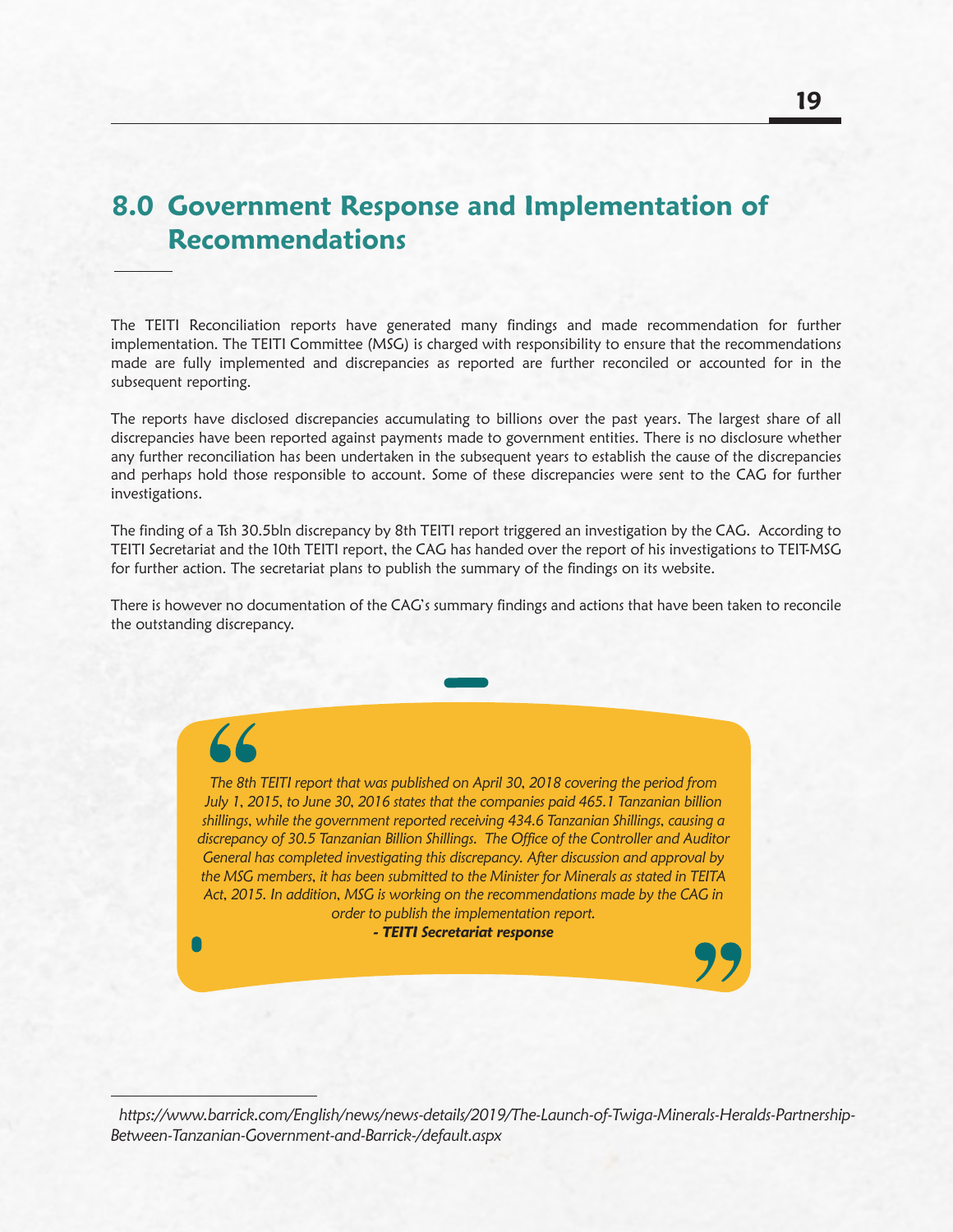## 8.0 Government Response and Implementation of Recommendations

The TEITI Reconciliation reports have generated many findings and made recommendation for further implementation. The TEITI Committee (MSG) is charged with responsibility to ensure that the recommendations made are fully implemented and discrepancies as reported are further reconciled or accounted for in the subsequent reporting.

The reports have disclosed discrepancies accumulating to billions over the past years. The largest share of all discrepancies have been reported against payments made to government entities. There is no disclosure whether any further reconciliation has been undertaken in the subsequent years to establish the cause of the discrepancies and perhaps hold those responsible to account. Some of these discrepancies were sent to the CAG for further investigations.

The finding of a Tsh 30.5bln discrepancy by 8th TEITI report triggered an investigation by the CAG. According to TEITI Secretariat and the 10th TEITI report, the CAG has handed over the report of his investigations to TEIT-MSG for further action. The secretariat plans to publish the summary of the findings on its website.

There is however no documentation of the CAG's summary findings and actions that have been taken to reconcile the outstanding discrepancy.

> *The 8th TEITI report that was published on April 30, 2018 covering the period from July 1, 2015, to June 30, 2016 states that the companies paid 465.1 Tanzanian billion shillings, while the government reported receiving 434.6 Tanzanian Shillings, causing a discrepancy of 30.5 Tanzanian Billion Shillings. The Office of the Controller and Auditor General has completed investigating this discrepancy. After discussion and approval by the MSG members, it has been submitted to the Minister for Minerals as stated in TEITA Act, 2015. In addition, MSG is working on the recommendations made by the CAG in order to publish the implementation report.*
>
> ***- TEITI Secretariat response***

*https://www.barrick.com/English/news/news-details/2019/The-Launch-of-Twiga-Minerals-Heralds-Partnership-Between-Tanzanian-Government-and-Barrick-/default.aspx*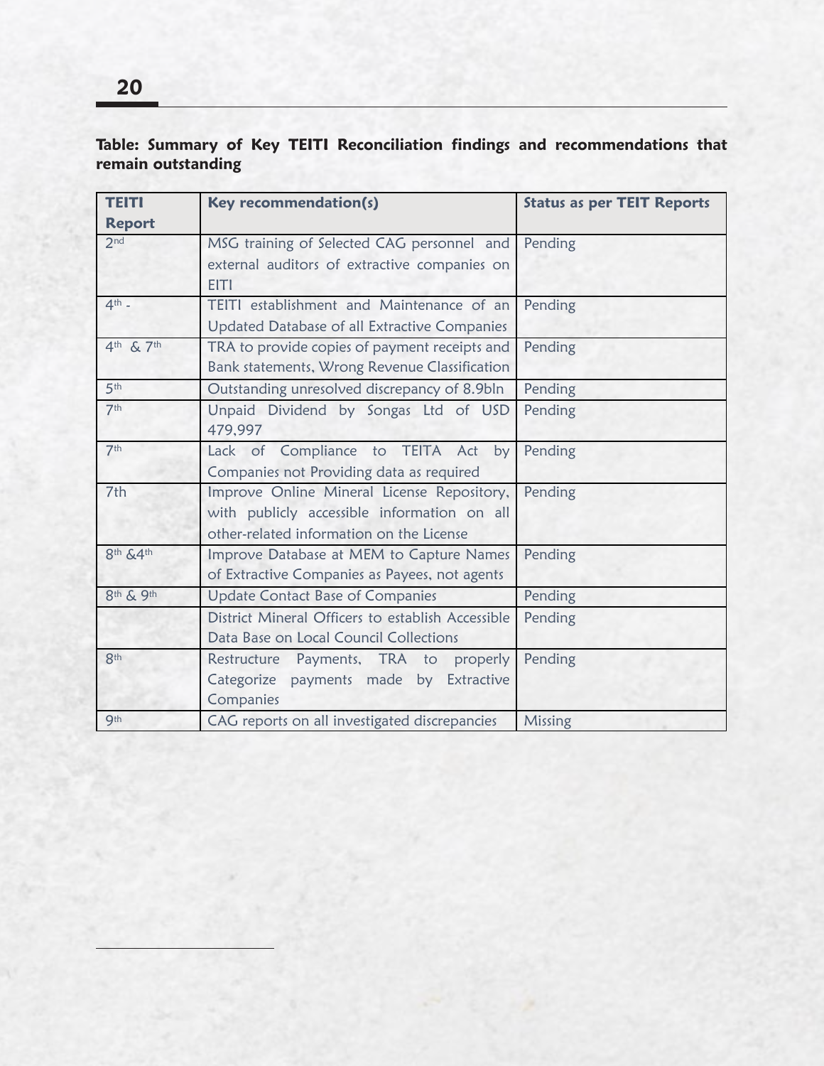**Table: Summary of Key TEITI Reconciliation findings and recommendations that remain outstanding**

| TEITI Report | Key recommendation(s) | Status as per TEIT Reports |
|---|---|---|
| 2nd | MSG training of Selected CAG personnel and external auditors of extractive companies on EITI | Pending |
| 4th - | TEITI establishment and Maintenance of an Updated Database of all Extractive Companies | Pending |
| 4th & 7th | TRA to provide copies of payment receipts and Bank statements, Wrong Revenue Classification | Pending |
| 5th | Outstanding unresolved discrepancy of 8.9bln | Pending |
| 7th | Unpaid Dividend by Songas Ltd of USD 479,997 | Pending |
| 7th | Lack of Compliance to TEITA Act by Companies not Providing data as required | Pending |
| 7th | Improve Online Mineral License Repository, with publicly accessible information on all other-related information on the License | Pending |
| 8th &4th | Improve Database at MEM to Capture Names of Extractive Companies as Payees, not agents | Pending |
| 8th & 9th | Update Contact Base of Companies | Pending |
| | District Mineral Officers to establish Accessible Data Base on Local Council Collections | Pending |
| 8th | Restructure Payments, TRA to properly Categorize payments made by Extractive Companies | Pending |
| 9th | CAG reports on all investigated discrepancies | Missing |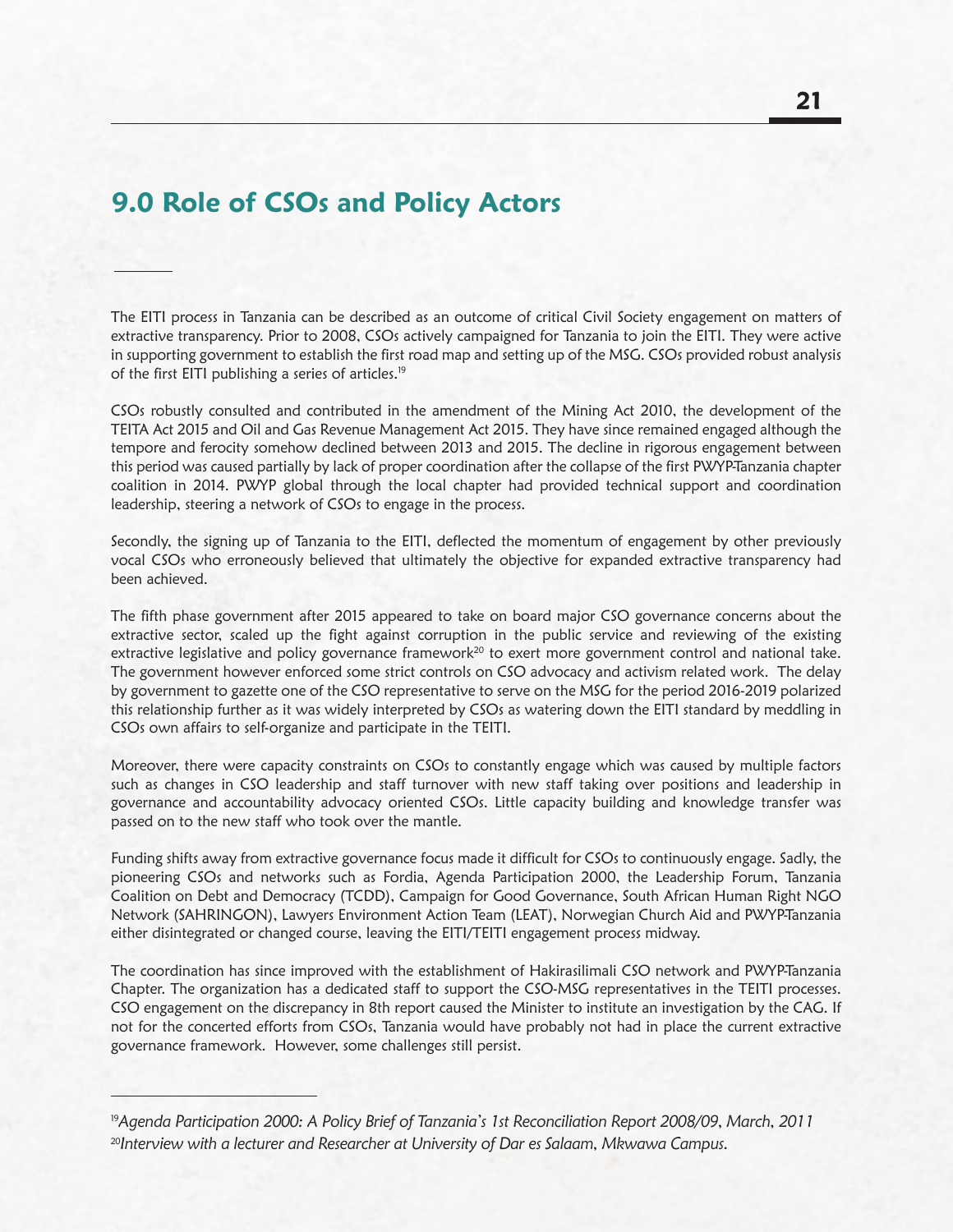## 9.0 Role of CSOs and Policy Actors

The EITI process in Tanzania can be described as an outcome of critical Civil Society engagement on matters of extractive transparency. Prior to 2008, CSOs actively campaigned for Tanzania to join the EITI. They were active in supporting government to establish the first road map and setting up of the MSG. CSOs provided robust analysis of the first EITI publishing a series of articles.[19]

CSOs robustly consulted and contributed in the amendment of the Mining Act 2010, the development of the TEITA Act 2015 and Oil and Gas Revenue Management Act 2015. They have since remained engaged although the tempore and ferocity somehow declined between 2013 and 2015. The decline in rigorous engagement between this period was caused partially by lack of proper coordination after the collapse of the first PWYP-Tanzania chapter coalition in 2014. PWYP global through the local chapter had provided technical support and coordination leadership, steering a network of CSOs to engage in the process.

Secondly, the signing up of Tanzania to the EITI, deflected the momentum of engagement by other previously vocal CSOs who erroneously believed that ultimately the objective for expanded extractive transparency had been achieved.

The fifth phase government after 2015 appeared to take on board major CSO governance concerns about the extractive sector, scaled up the fight against corruption in the public service and reviewing of the existing extractive legislative and policy governance framework[20] to exert more government control and national take. The government however enforced some strict controls on CSO advocacy and activism related work. The delay by government to gazette one of the CSO representative to serve on the MSG for the period 2016-2019 polarized this relationship further as it was widely interpreted by CSOs as watering down the EITI standard by meddling in CSOs own affairs to self-organize and participate in the TEITI.

Moreover, there were capacity constraints on CSOs to constantly engage which was caused by multiple factors such as changes in CSO leadership and staff turnover with new staff taking over positions and leadership in governance and accountability advocacy oriented CSOs. Little capacity building and knowledge transfer was passed on to the new staff who took over the mantle.

Funding shifts away from extractive governance focus made it difficult for CSOs to continuously engage. Sadly, the pioneering CSOs and networks such as Fordia, Agenda Participation 2000, the Leadership Forum, Tanzania Coalition on Debt and Democracy (TCDD), Campaign for Good Governance, South African Human Right NGO Network (SAHRINGON), Lawyers Environment Action Team (LEAT), Norwegian Church Aid and PWYP-Tanzania either disintegrated or changed course, leaving the EITI/TEITI engagement process midway.

The coordination has since improved with the establishment of Hakirasilimali CSO network and PWYP-Tanzania Chapter. The organization has a dedicated staff to support the CSO-MSG representatives in the TEITI processes. CSO engagement on the discrepancy in 8th report caused the Minister to institute an investigation by the CAG. If not for the concerted efforts from CSOs, Tanzania would have probably not had in place the current extractive governance framework. However, some challenges still persist.

---

[19]*Agenda Participation 2000: A Policy Brief of Tanzania's 1st Reconciliation Report 2008/09, March, 2011*

[20]*Interview with a lecturer and Researcher at University of Dar es Salaam, Mkwawa Campus.*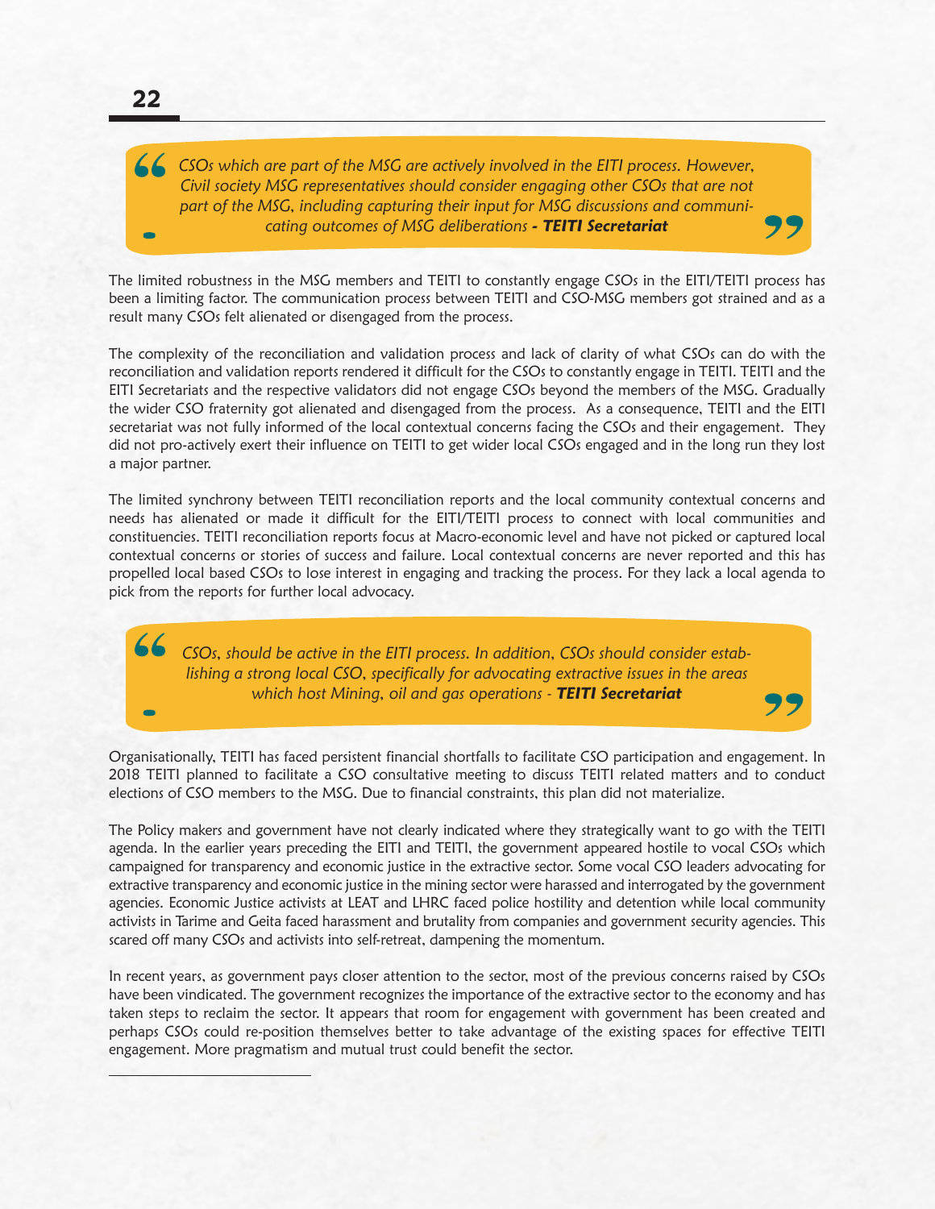> *CSOs which are part of the MSG are actively involved in the EITI process. However, Civil society MSG representatives should consider engaging other CSOs that are not part of the MSG, including capturing their input for MSG discussions and communicating outcomes of MSG deliberations **- TEITI Secretariat***

The limited robustness in the MSG members and TEITI to constantly engage CSOs in the EITI/TEITI process has been a limiting factor. The communication process between TEITI and CSO-MSG members got strained and as a result many CSOs felt alienated or disengaged from the process.

The complexity of the reconciliation and validation process and lack of clarity of what CSOs can do with the reconciliation and validation reports rendered it difficult for the CSOs to constantly engage in TEITI. TEITI and the EITI Secretariats and the respective validators did not engage CSOs beyond the members of the MSG. Gradually the wider CSO fraternity got alienated and disengaged from the process. As a consequence, TEITI and the EITI secretariat was not fully informed of the local contextual concerns facing the CSOs and their engagement. They did not pro-actively exert their influence on TEITI to get wider local CSOs engaged and in the long run they lost a major partner.

The limited synchrony between TEITI reconciliation reports and the local community contextual concerns and needs has alienated or made it difficult for the EITI/TEITI process to connect with local communities and constituencies. TEITI reconciliation reports focus at Macro-economic level and have not picked or captured local contextual concerns or stories of success and failure. Local contextual concerns are never reported and this has propelled local based CSOs to lose interest in engaging and tracking the process. For they lack a local agenda to pick from the reports for further local advocacy.

> *CSOs, should be active in the EITI process. In addition, CSOs should consider establishing a strong local CSO, specifically for advocating extractive issues in the areas which host Mining, oil and gas operations - **TEITI Secretariat***

Organisationally, TEITI has faced persistent financial shortfalls to facilitate CSO participation and engagement. In 2018 TEITI planned to facilitate a CSO consultative meeting to discuss TEITI related matters and to conduct elections of CSO members to the MSG. Due to financial constraints, this plan did not materialize.

The Policy makers and government have not clearly indicated where they strategically want to go with the TEITI agenda. In the earlier years preceding the EITI and TEITI, the government appeared hostile to vocal CSOs which campaigned for transparency and economic justice in the extractive sector. Some vocal CSO leaders advocating for extractive transparency and economic justice in the mining sector were harassed and interrogated by the government agencies. Economic Justice activists at LEAT and LHRC faced police hostility and detention while local community activists in Tarime and Geita faced harassment and brutality from companies and government security agencies. This scared off many CSOs and activists into self-retreat, dampening the momentum.

In recent years, as government pays closer attention to the sector, most of the previous concerns raised by CSOs have been vindicated. The government recognizes the importance of the extractive sector to the economy and has taken steps to reclaim the sector. It appears that room for engagement with government has been created and perhaps CSOs could re-position themselves better to take advantage of the existing spaces for effective TEITI engagement. More pragmatism and mutual trust could benefit the sector.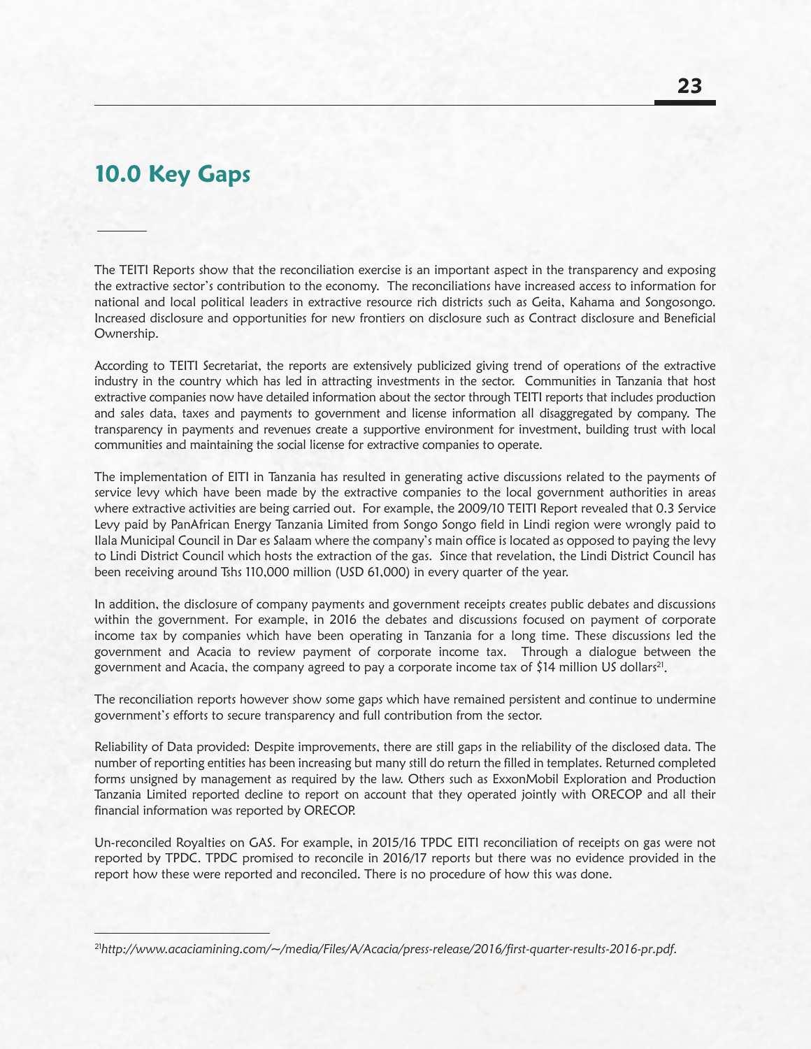## 10.0 Key Gaps

The TEITI Reports show that the reconciliation exercise is an important aspect in the transparency and exposing the extractive sector's contribution to the economy. The reconciliations have increased access to information for national and local political leaders in extractive resource rich districts such as Geita, Kahama and Songosongo. Increased disclosure and opportunities for new frontiers on disclosure such as Contract disclosure and Beneficial Ownership.

According to TEITI Secretariat, the reports are extensively publicized giving trend of operations of the extractive industry in the country which has led in attracting investments in the sector. Communities in Tanzania that host extractive companies now have detailed information about the sector through TEITI reports that includes production and sales data, taxes and payments to government and license information all disaggregated by company. The transparency in payments and revenues create a supportive environment for investment, building trust with local communities and maintaining the social license for extractive companies to operate.

The implementation of EITI in Tanzania has resulted in generating active discussions related to the payments of service levy which have been made by the extractive companies to the local government authorities in areas where extractive activities are being carried out. For example, the 2009/10 TEITI Report revealed that 0.3 Service Levy paid by PanAfrican Energy Tanzania Limited from Songo Songo field in Lindi region were wrongly paid to Ilala Municipal Council in Dar es Salaam where the company's main office is located as opposed to paying the levy to Lindi District Council which hosts the extraction of the gas. Since that revelation, the Lindi District Council has been receiving around Tshs 110,000 million (USD 61,000) in every quarter of the year.

In addition, the disclosure of company payments and government receipts creates public debates and discussions within the government. For example, in 2016 the debates and discussions focused on payment of corporate income tax by companies which have been operating in Tanzania for a long time. These discussions led the government and Acacia to review payment of corporate income tax. Through a dialogue between the government and Acacia, the company agreed to pay a corporate income tax of $14 million US dollars[21].

The reconciliation reports however show some gaps which have remained persistent and continue to undermine government's efforts to secure transparency and full contribution from the sector.

Reliability of Data provided: Despite improvements, there are still gaps in the reliability of the disclosed data. The number of reporting entities has been increasing but many still do return the filled in templates. Returned completed forms unsigned by management as required by the law. Others such as ExxonMobil Exploration and Production Tanzania Limited reported decline to report on account that they operated jointly with ORECOP and all their financial information was reported by ORECOP.

Un-reconciled Royalties on GAS. For example, in 2015/16 TPDC EITI reconciliation of receipts on gas were not reported by TPDC. TPDC promised to reconcile in 2016/17 reports but there was no evidence provided in the report how these were reported and reconciled. There is no procedure of how this was done.

---

[21]*http://www.acaciamining.com/~/media/Files/A/Acacia/press-release/2016/first-quarter-results-2016-pr.pdf.*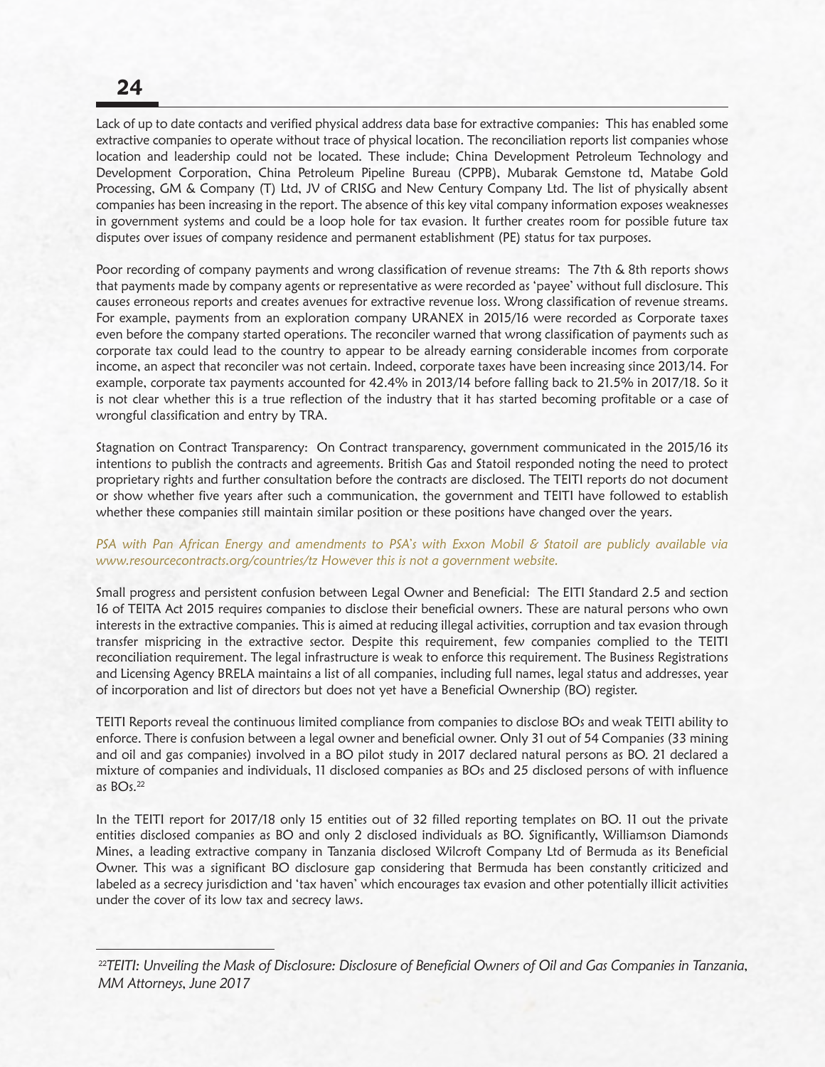Lack of up to date contacts and verified physical address data base for extractive companies: This has enabled some extractive companies to operate without trace of physical location. The reconciliation reports list companies whose location and leadership could not be located. These include; China Development Petroleum Technology and Development Corporation, China Petroleum Pipeline Bureau (CPPB), Mubarak Gemstone td, Matabe Gold Processing, GM & Company (T) Ltd, JV of CRISG and New Century Company Ltd. The list of physically absent companies has been increasing in the report. The absence of this key vital company information exposes weaknesses in government systems and could be a loop hole for tax evasion. It further creates room for possible future tax disputes over issues of company residence and permanent establishment (PE) status for tax purposes.

Poor recording of company payments and wrong classification of revenue streams: The 7th & 8th reports shows that payments made by company agents or representative as were recorded as 'payee' without full disclosure. This causes erroneous reports and creates avenues for extractive revenue loss. Wrong classification of revenue streams. For example, payments from an exploration company URANEX in 2015/16 were recorded as Corporate taxes even before the company started operations. The reconciler warned that wrong classification of payments such as corporate tax could lead to the country to appear to be already earning considerable incomes from corporate income, an aspect that reconciler was not certain. Indeed, corporate taxes have been increasing since 2013/14. For example, corporate tax payments accounted for 42.4% in 2013/14 before falling back to 21.5% in 2017/18. So it is not clear whether this is a true reflection of the industry that it has started becoming profitable or a case of wrongful classification and entry by TRA.

Stagnation on Contract Transparency: On Contract transparency, government communicated in the 2015/16 its intentions to publish the contracts and agreements. British Gas and Statoil responded noting the need to protect proprietary rights and further consultation before the contracts are disclosed. The TEITI reports do not document or show whether five years after such a communication, the government and TEITI have followed to establish whether these companies still maintain similar position or these positions have changed over the years.

*PSA with Pan African Energy and amendments to PSA's with Exxon Mobil & Statoil are publicly available via www.resourcecontracts.org/countries/tz However this is not a government website.*

Small progress and persistent confusion between Legal Owner and Beneficial: The EITI Standard 2.5 and section 16 of TEITA Act 2015 requires companies to disclose their beneficial owners. These are natural persons who own interests in the extractive companies. This is aimed at reducing illegal activities, corruption and tax evasion through transfer mispricing in the extractive sector. Despite this requirement, few companies complied to the TEITI reconciliation requirement. The legal infrastructure is weak to enforce this requirement. The Business Registrations and Licensing Agency BRELA maintains a list of all companies, including full names, legal status and addresses, year of incorporation and list of directors but does not yet have a Beneficial Ownership (BO) register.

TEITI Reports reveal the continuous limited compliance from companies to disclose BOs and weak TEITI ability to enforce. There is confusion between a legal owner and beneficial owner. Only 31 out of 54 Companies (33 mining and oil and gas companies) involved in a BO pilot study in 2017 declared natural persons as BO. 21 declared a mixture of companies and individuals, 11 disclosed companies as BOs and 25 disclosed persons of with influence as BOs.[22]

In the TEITI report for 2017/18 only 15 entities out of 32 filled reporting templates on BO. 11 out the private entities disclosed companies as BO and only 2 disclosed individuals as BO. Significantly, Williamson Diamonds Mines, a leading extractive company in Tanzania disclosed Wilcroft Company Ltd of Bermuda as its Beneficial Owner. This was a significant BO disclosure gap considering that Bermuda has been constantly criticized and labeled as a secrecy jurisdiction and 'tax haven' which encourages tax evasion and other potentially illicit activities under the cover of its low tax and secrecy laws.

---

[22] *TEITI: Unveiling the Mask of Disclosure: Disclosure of Beneficial Owners of Oil and Gas Companies in Tanzania, MM Attorneys, June 2017*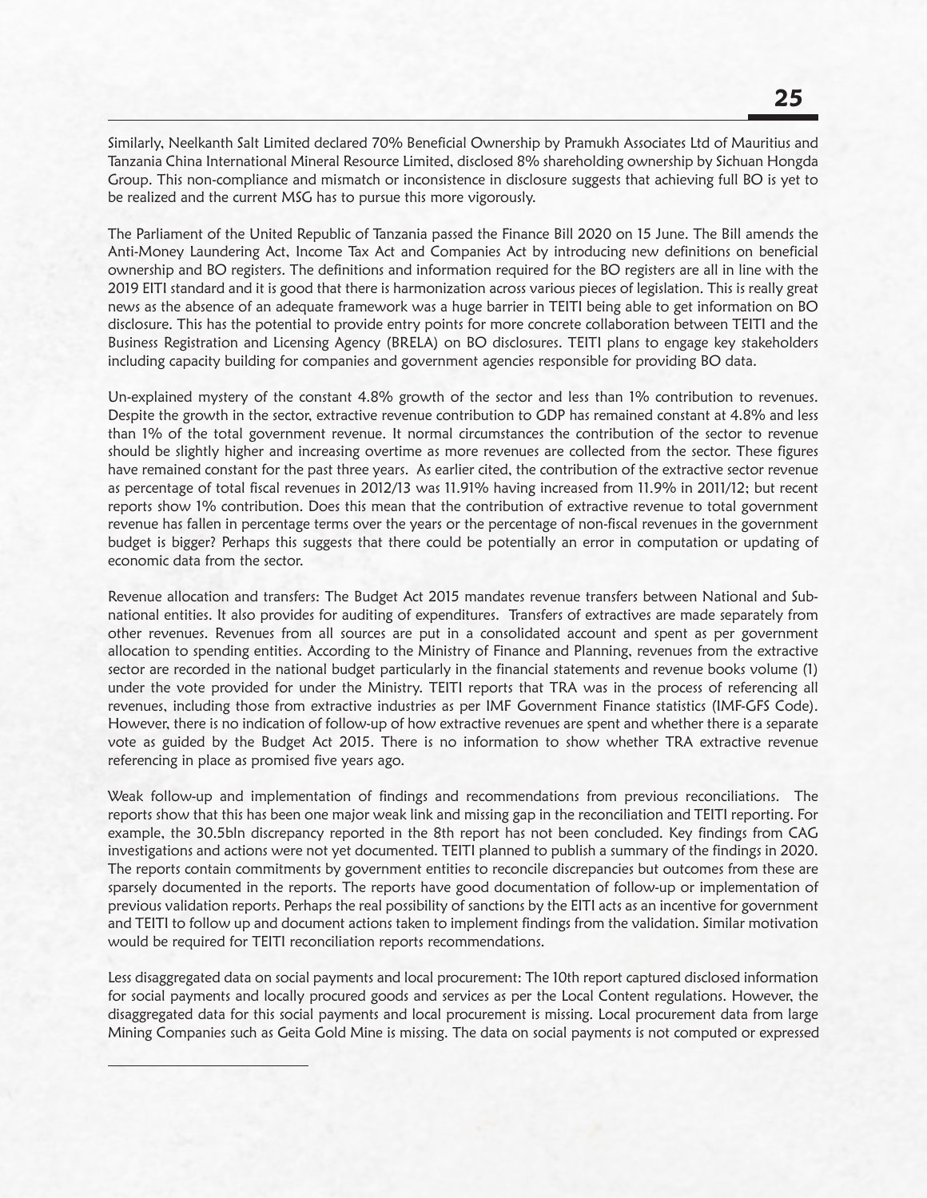Similarly, Neelkanth Salt Limited declared 70% Beneficial Ownership by Pramukh Associates Ltd of Mauritius and Tanzania China International Mineral Resource Limited, disclosed 8% shareholding ownership by Sichuan Hongda Group. This non-compliance and mismatch or inconsistence in disclosure suggests that achieving full BO is yet to be realized and the current MSG has to pursue this more vigorously.

The Parliament of the United Republic of Tanzania passed the Finance Bill 2020 on 15 June. The Bill amends the Anti-Money Laundering Act, Income Tax Act and Companies Act by introducing new definitions on beneficial ownership and BO registers. The definitions and information required for the BO registers are all in line with the 2019 EITI standard and it is good that there is harmonization across various pieces of legislation. This is really great news as the absence of an adequate framework was a huge barrier in TEITI being able to get information on BO disclosure. This has the potential to provide entry points for more concrete collaboration between TEITI and the Business Registration and Licensing Agency (BRELA) on BO disclosures. TEITI plans to engage key stakeholders including capacity building for companies and government agencies responsible for providing BO data.

Un-explained mystery of the constant 4.8% growth of the sector and less than 1% contribution to revenues. Despite the growth in the sector, extractive revenue contribution to GDP has remained constant at 4.8% and less than 1% of the total government revenue. It normal circumstances the contribution of the sector to revenue should be slightly higher and increasing overtime as more revenues are collected from the sector. These figures have remained constant for the past three years. As earlier cited, the contribution of the extractive sector revenue as percentage of total fiscal revenues in 2012/13 was 11.91% having increased from 11.9% in 2011/12; but recent reports show 1% contribution. Does this mean that the contribution of extractive revenue to total government revenue has fallen in percentage terms over the years or the percentage of non-fiscal revenues in the government budget is bigger? Perhaps this suggests that there could be potentially an error in computation or updating of economic data from the sector.

Revenue allocation and transfers: The Budget Act 2015 mandates revenue transfers between National and Sub-national entities. It also provides for auditing of expenditures. Transfers of extractives are made separately from other revenues. Revenues from all sources are put in a consolidated account and spent as per government allocation to spending entities. According to the Ministry of Finance and Planning, revenues from the extractive sector are recorded in the national budget particularly in the financial statements and revenue books volume (1) under the vote provided for under the Ministry. TEITI reports that TRA was in the process of referencing all revenues, including those from extractive industries as per IMF Government Finance statistics (IMF-GFS Code). However, there is no indication of follow-up of how extractive revenues are spent and whether there is a separate vote as guided by the Budget Act 2015. There is no information to show whether TRA extractive revenue referencing in place as promised five years ago.

Weak follow-up and implementation of findings and recommendations from previous reconciliations. The reports show that this has been one major weak link and missing gap in the reconciliation and TEITI reporting. For example, the 30.5bln discrepancy reported in the 8th report has not been concluded. Key findings from CAG investigations and actions were not yet documented. TEITI planned to publish a summary of the findings in 2020. The reports contain commitments by government entities to reconcile discrepancies but outcomes from these are sparsely documented in the reports. The reports have good documentation of follow-up or implementation of previous validation reports. Perhaps the real possibility of sanctions by the EITI acts as an incentive for government and TEITI to follow up and document actions taken to implement findings from the validation. Similar motivation would be required for TEITI reconciliation reports recommendations.

Less disaggregated data on social payments and local procurement: The 10th report captured disclosed information for social payments and locally procured goods and services as per the Local Content regulations. However, the disaggregated data for this social payments and local procurement is missing. Local procurement data from large Mining Companies such as Geita Gold Mine is missing. The data on social payments is not computed or expressed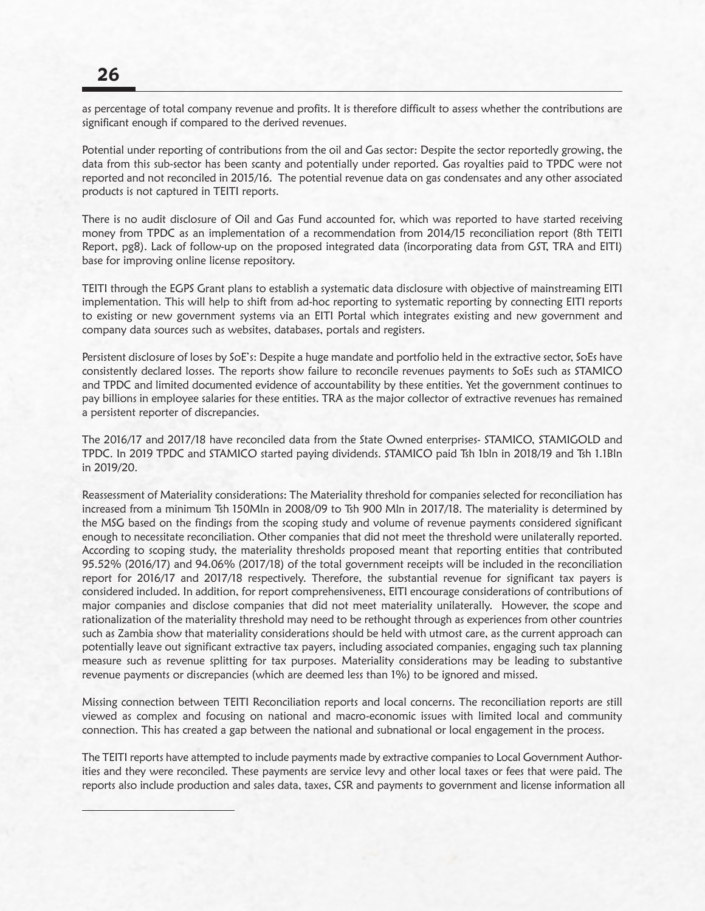as percentage of total company revenue and profits. It is therefore difficult to assess whether the contributions are significant enough if compared to the derived revenues.

Potential under reporting of contributions from the oil and Gas sector: Despite the sector reportedly growing, the data from this sub-sector has been scanty and potentially under reported. Gas royalties paid to TPDC were not reported and not reconciled in 2015/16. The potential revenue data on gas condensates and any other associated products is not captured in TEITI reports.

There is no audit disclosure of Oil and Gas Fund accounted for, which was reported to have started receiving money from TPDC as an implementation of a recommendation from 2014/15 reconciliation report (8th TEITI Report, pg8). Lack of follow-up on the proposed integrated data (incorporating data from GST, TRA and EITI) base for improving online license repository.

TEITI through the EGPS Grant plans to establish a systematic data disclosure with objective of mainstreaming EITI implementation. This will help to shift from ad-hoc reporting to systematic reporting by connecting EITI reports to existing or new government systems via an EITI Portal which integrates existing and new government and company data sources such as websites, databases, portals and registers.

Persistent disclosure of loses by SoE's: Despite a huge mandate and portfolio held in the extractive sector, SoEs have consistently declared losses. The reports show failure to reconcile revenues payments to SoEs such as STAMICO and TPDC and limited documented evidence of accountability by these entities. Yet the government continues to pay billions in employee salaries for these entities. TRA as the major collector of extractive revenues has remained a persistent reporter of discrepancies.

The 2016/17 and 2017/18 have reconciled data from the State Owned enterprises- STAMICO, STAMIGOLD and TPDC. In 2019 TPDC and STAMICO started paying dividends. STAMICO paid Tsh 1bln in 2018/19 and Tsh 1.1Bln in 2019/20.

Reassessment of Materiality considerations: The Materiality threshold for companies selected for reconciliation has increased from a minimum Tsh 150Mln in 2008/09 to Tsh 900 Mln in 2017/18. The materiality is determined by the MSG based on the findings from the scoping study and volume of revenue payments considered significant enough to necessitate reconciliation. Other companies that did not meet the threshold were unilaterally reported. According to scoping study, the materiality thresholds proposed meant that reporting entities that contributed 95.52% (2016/17) and 94.06% (2017/18) of the total government receipts will be included in the reconciliation report for 2016/17 and 2017/18 respectively. Therefore, the substantial revenue for significant tax payers is considered included. In addition, for report comprehensiveness, EITI encourage considerations of contributions of major companies and disclose companies that did not meet materiality unilaterally. However, the scope and rationalization of the materiality threshold may need to be rethought through as experiences from other countries such as Zambia show that materiality considerations should be held with utmost care, as the current approach can potentially leave out significant extractive tax payers, including associated companies, engaging such tax planning measure such as revenue splitting for tax purposes. Materiality considerations may be leading to substantive revenue payments or discrepancies (which are deemed less than 1%) to be ignored and missed.

Missing connection between TEITI Reconciliation reports and local concerns. The reconciliation reports are still viewed as complex and focusing on national and macro-economic issues with limited local and community connection. This has created a gap between the national and subnational or local engagement in the process.

The TEITI reports have attempted to include payments made by extractive companies to Local Government Authorities and they were reconciled. These payments are service levy and other local taxes or fees that were paid. The reports also include production and sales data, taxes, CSR and payments to government and license information all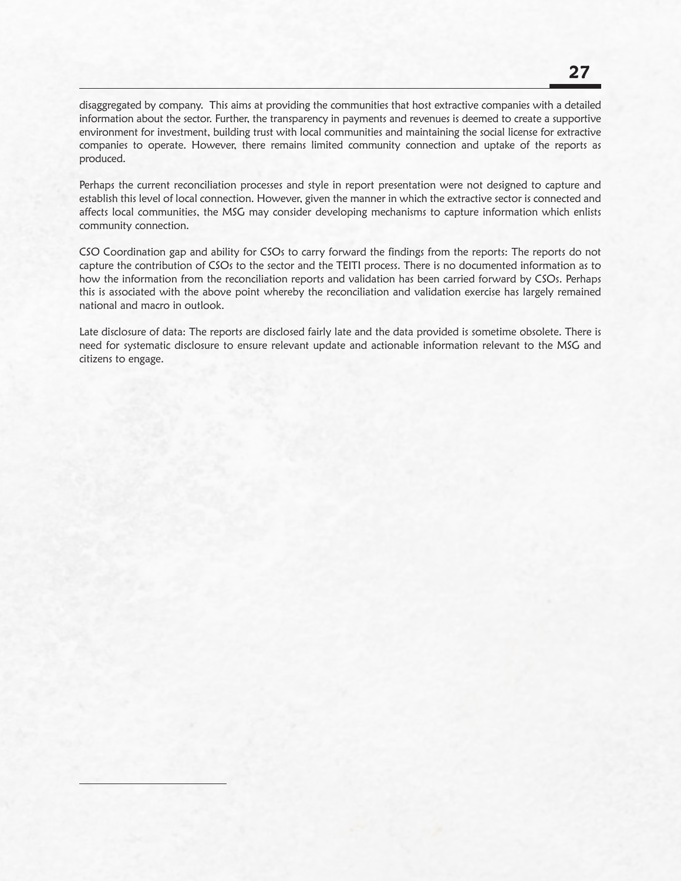disaggregated by company. This aims at providing the communities that host extractive companies with a detailed information about the sector. Further, the transparency in payments and revenues is deemed to create a supportive environment for investment, building trust with local communities and maintaining the social license for extractive companies to operate. However, there remains limited community connection and uptake of the reports as produced.

Perhaps the current reconciliation processes and style in report presentation were not designed to capture and establish this level of local connection. However, given the manner in which the extractive sector is connected and affects local communities, the MSG may consider developing mechanisms to capture information which enlists community connection.

CSO Coordination gap and ability for CSOs to carry forward the findings from the reports: The reports do not capture the contribution of CSOs to the sector and the TEITI process. There is no documented information as to how the information from the reconciliation reports and validation has been carried forward by CSOs. Perhaps this is associated with the above point whereby the reconciliation and validation exercise has largely remained national and macro in outlook.

Late disclosure of data: The reports are disclosed fairly late and the data provided is sometime obsolete. There is need for systematic disclosure to ensure relevant update and actionable information relevant to the MSG and citizens to engage.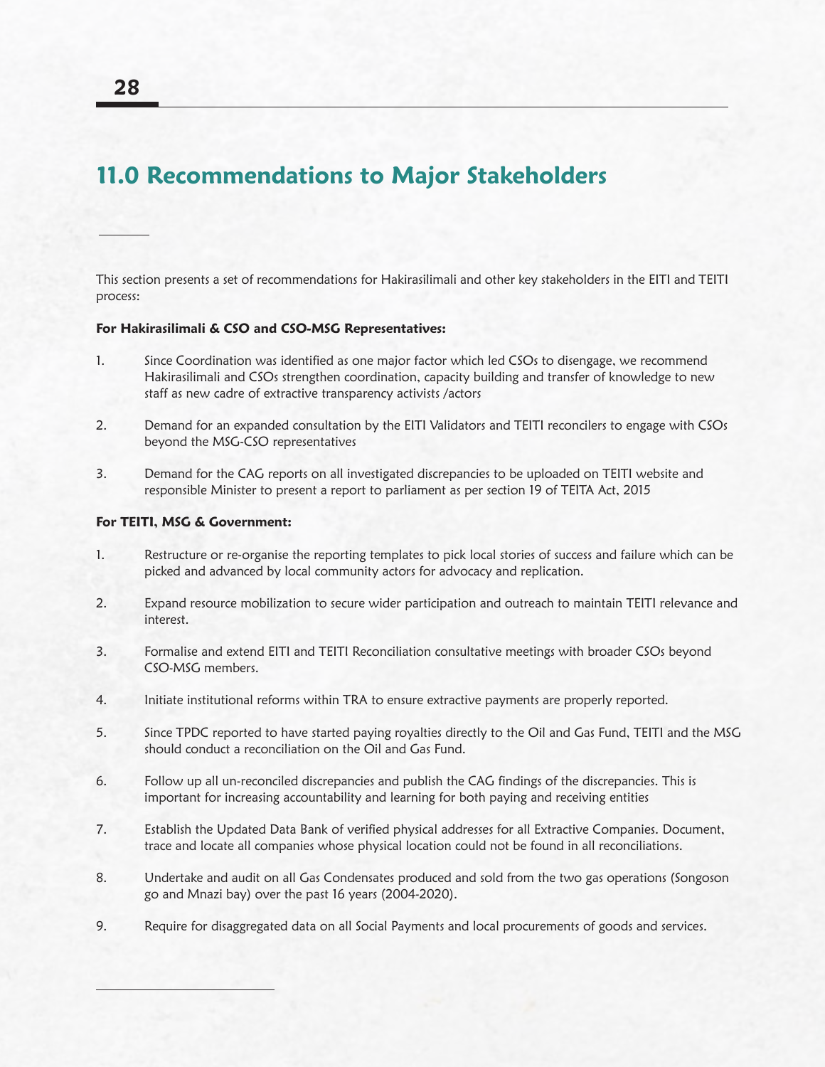# 11.0 Recommendations to Major Stakeholders

This section presents a set of recommendations for Hakirasilimali and other key stakeholders in the EITI and TEITI process:

**For Hakirasilimali & CSO and CSO-MSG Representatives:**

1. Since Coordination was identified as one major factor which led CSOs to disengage, we recommend Hakirasilimali and CSOs strengthen coordination, capacity building and transfer of knowledge to new staff as new cadre of extractive transparency activists /actors

2. Demand for an expanded consultation by the EITI Validators and TEITI reconcilers to engage with CSOs beyond the MSG-CSO representatives

3. Demand for the CAG reports on all investigated discrepancies to be uploaded on TEITI website and responsible Minister to present a report to parliament as per section 19 of TEITA Act, 2015

**For TEITI, MSG & Government:**

1. Restructure or re-organise the reporting templates to pick local stories of success and failure which can be picked and advanced by local community actors for advocacy and replication.

2. Expand resource mobilization to secure wider participation and outreach to maintain TEITI relevance and interest.

3. Formalise and extend EITI and TEITI Reconciliation consultative meetings with broader CSOs beyond CSO-MSG members.

4. Initiate institutional reforms within TRA to ensure extractive payments are properly reported.

5. Since TPDC reported to have started paying royalties directly to the Oil and Gas Fund, TEITI and the MSG should conduct a reconciliation on the Oil and Gas Fund.

6. Follow up all un-reconciled discrepancies and publish the CAG findings of the discrepancies. This is important for increasing accountability and learning for both paying and receiving entities

7. Establish the Updated Data Bank of verified physical addresses for all Extractive Companies. Document, trace and locate all companies whose physical location could not be found in all reconciliations.

8. Undertake and audit on all Gas Condensates produced and sold from the two gas operations (Songoson go and Mnazi bay) over the past 16 years (2004-2020).

9. Require for disaggregated data on all Social Payments and local procurements of goods and services.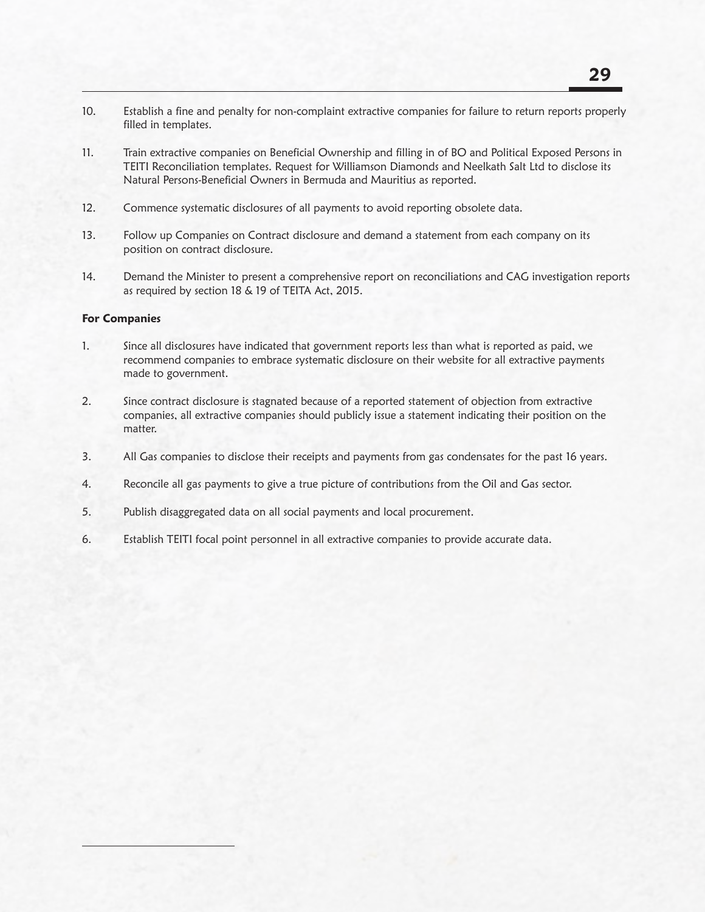10. Establish a fine and penalty for non-complaint extractive companies for failure to return reports properly filled in templates.

11. Train extractive companies on Beneficial Ownership and filling in of BO and Political Exposed Persons in TEITI Reconciliation templates. Request for Williamson Diamonds and Neelkath Salt Ltd to disclose its Natural Persons-Beneficial Owners in Bermuda and Mauritius as reported.

12. Commence systematic disclosures of all payments to avoid reporting obsolete data.

13. Follow up Companies on Contract disclosure and demand a statement from each company on its position on contract disclosure.

14. Demand the Minister to present a comprehensive report on reconciliations and CAG investigation reports as required by section 18 & 19 of TEITA Act, 2015.

**For Companies**

1. Since all disclosures have indicated that government reports less than what is reported as paid, we recommend companies to embrace systematic disclosure on their website for all extractive payments made to government.

2. Since contract disclosure is stagnated because of a reported statement of objection from extractive companies, all extractive companies should publicly issue a statement indicating their position on the matter.

3. All Gas companies to disclose their receipts and payments from gas condensates for the past 16 years.

4. Reconcile all gas payments to give a true picture of contributions from the Oil and Gas sector.

5. Publish disaggregated data on all social payments and local procurement.

6. Establish TEITI focal point personnel in all extractive companies to provide accurate data.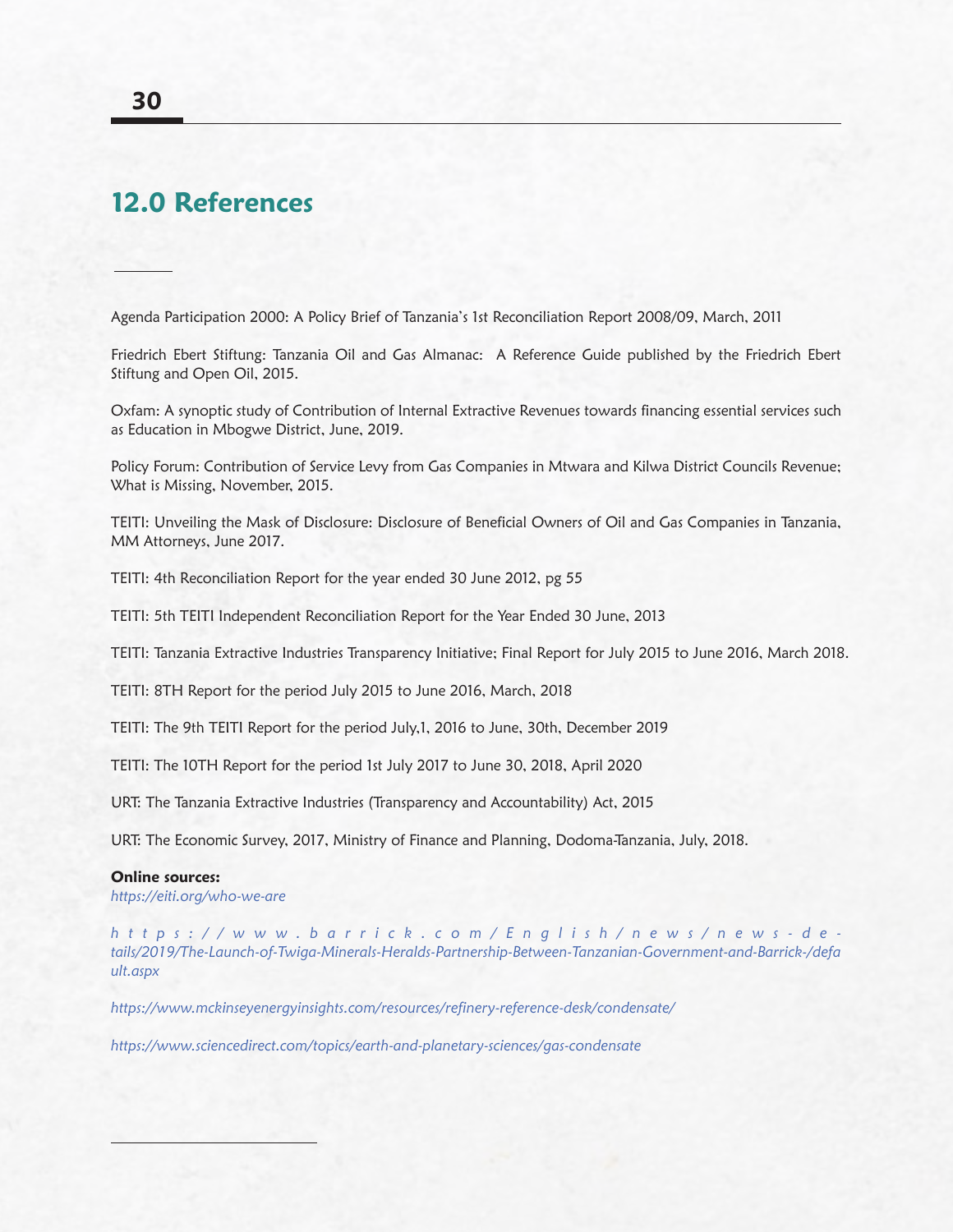## 12.0 References

Agenda Participation 2000: A Policy Brief of Tanzania's 1st Reconciliation Report 2008/09, March, 2011

Friedrich Ebert Stiftung: Tanzania Oil and Gas Almanac: A Reference Guide published by the Friedrich Ebert Stiftung and Open Oil, 2015.

Oxfam: A synoptic study of Contribution of Internal Extractive Revenues towards financing essential services such as Education in Mbogwe District, June, 2019.

Policy Forum: Contribution of Service Levy from Gas Companies in Mtwara and Kilwa District Councils Revenue; What is Missing, November, 2015.

TEITI: Unveiling the Mask of Disclosure: Disclosure of Beneficial Owners of Oil and Gas Companies in Tanzania, MM Attorneys, June 2017.

TEITI: 4th Reconciliation Report for the year ended 30 June 2012, pg 55

TEITI: 5th TEITI Independent Reconciliation Report for the Year Ended 30 June, 2013

TEITI: Tanzania Extractive Industries Transparency Initiative; Final Report for July 2015 to June 2016, March 2018.

TEITI: 8TH Report for the period July 2015 to June 2016, March, 2018

TEITI: The 9th TEITI Report for the period July,1, 2016 to June, 30th, December 2019

TEITI: The 10TH Report for the period 1st July 2017 to June 30, 2018, April 2020

URT: The Tanzania Extractive Industries (Transparency and Accountability) Act, 2015

URT: The Economic Survey, 2017, Ministry of Finance and Planning, Dodoma-Tanzania, July, 2018.

**Online sources:**

*https://eiti.org/who-we-are*

*https://www.barrick.com/English/news/news-details/2019/The-Launch-of-Twiga-Minerals-Heralds-Partnership-Between-Tanzanian-Government-and-Barrick-/default.aspx*

*https://www.mckinseyenergyinsights.com/resources/refinery-reference-desk/condensate/*

*https://www.sciencedirect.com/topics/earth-and-planetary-sciences/gas-condensate*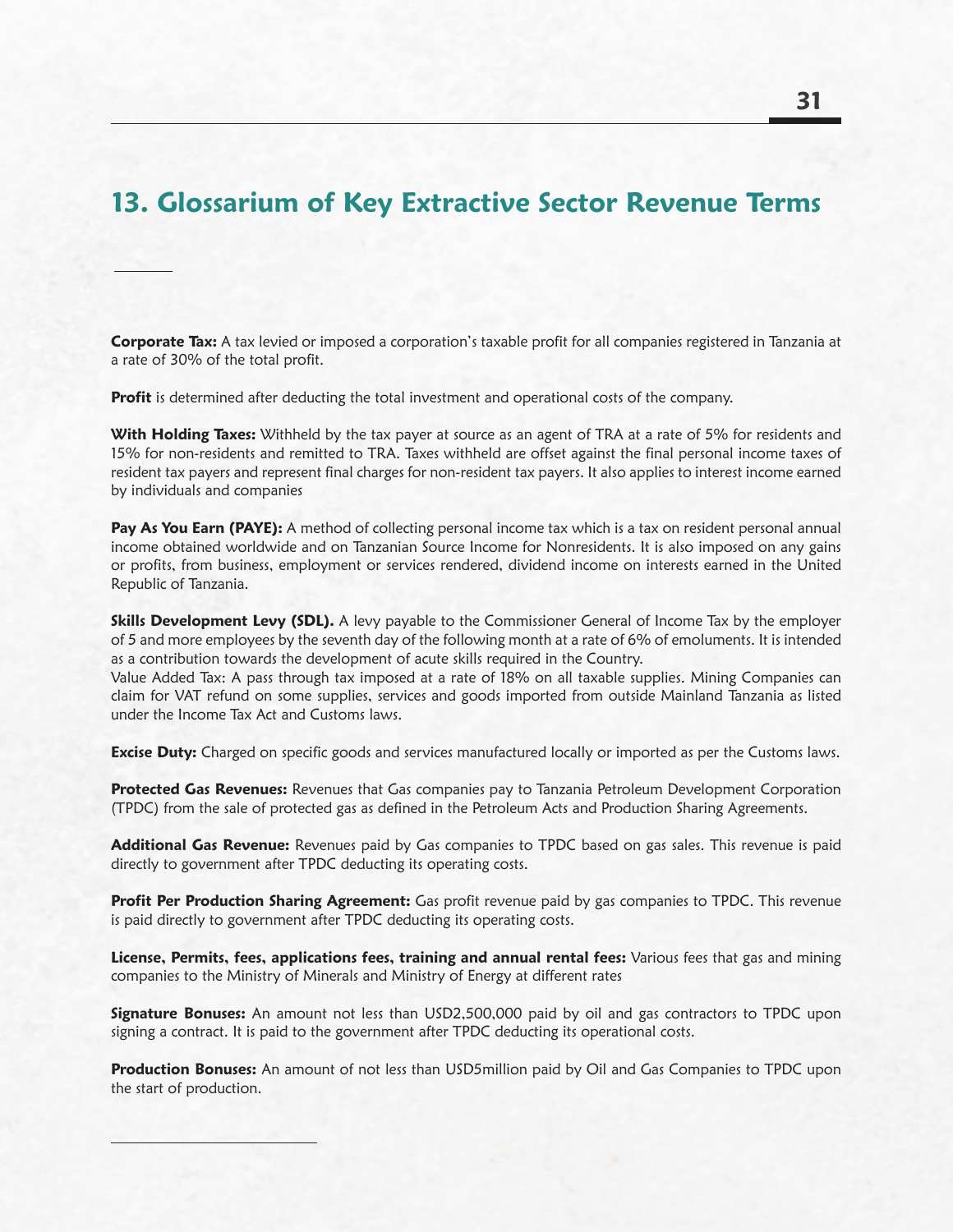# 13. Glossarium of Key Extractive Sector Revenue Terms

**Corporate Tax:** A tax levied or imposed a corporation's taxable profit for all companies registered in Tanzania at a rate of 30% of the total profit.

**Profit** is determined after deducting the total investment and operational costs of the company.

**With Holding Taxes:** Withheld by the tax payer at source as an agent of TRA at a rate of 5% for residents and 15% for non-residents and remitted to TRA. Taxes withheld are offset against the final personal income taxes of resident tax payers and represent final charges for non-resident tax payers. It also applies to interest income earned by individuals and companies

**Pay As You Earn (PAYE):** A method of collecting personal income tax which is a tax on resident personal annual income obtained worldwide and on Tanzanian Source Income for Nonresidents. It is also imposed on any gains or profits, from business, employment or services rendered, dividend income on interests earned in the United Republic of Tanzania.

**Skills Development Levy (SDL).** A levy payable to the Commissioner General of Income Tax by the employer of 5 and more employees by the seventh day of the following month at a rate of 6% of emoluments. It is intended as a contribution towards the development of acute skills required in the Country.
Value Added Tax: A pass through tax imposed at a rate of 18% on all taxable supplies. Mining Companies can claim for VAT refund on some supplies, services and goods imported from outside Mainland Tanzania as listed under the Income Tax Act and Customs laws.

**Excise Duty:** Charged on specific goods and services manufactured locally or imported as per the Customs laws.

**Protected Gas Revenues:** Revenues that Gas companies pay to Tanzania Petroleum Development Corporation (TPDC) from the sale of protected gas as defined in the Petroleum Acts and Production Sharing Agreements.

**Additional Gas Revenue:** Revenues paid by Gas companies to TPDC based on gas sales. This revenue is paid directly to government after TPDC deducting its operating costs.

**Profit Per Production Sharing Agreement:** Gas profit revenue paid by gas companies to TPDC. This revenue is paid directly to government after TPDC deducting its operating costs.

**License, Permits, fees, applications fees, training and annual rental fees:** Various fees that gas and mining companies to the Ministry of Minerals and Ministry of Energy at different rates

**Signature Bonuses:** An amount not less than USD2,500,000 paid by oil and gas contractors to TPDC upon signing a contract. It is paid to the government after TPDC deducting its operational costs.

**Production Bonuses:** An amount of not less than USD5million paid by Oil and Gas Companies to TPDC upon the start of production.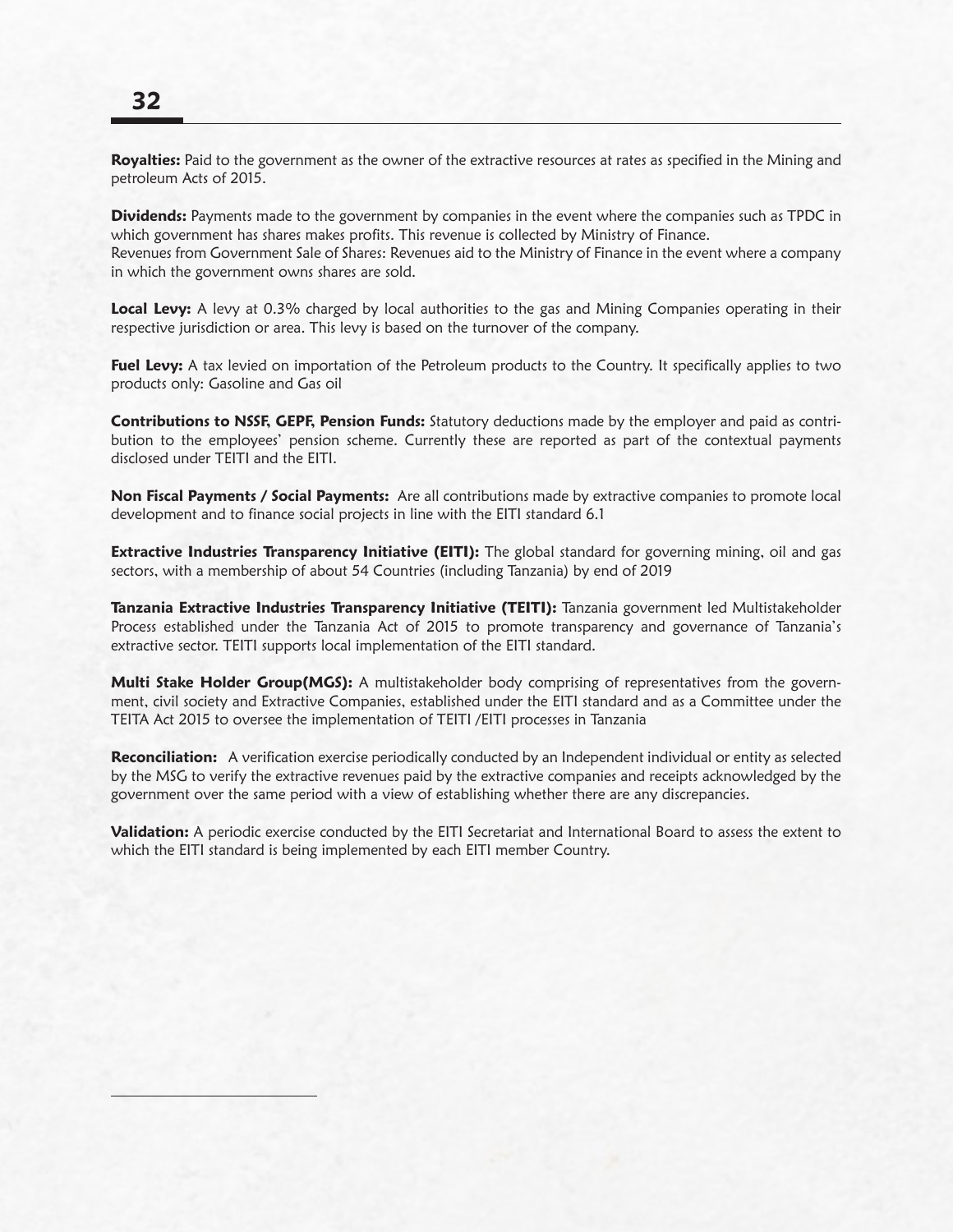**Royalties:** Paid to the government as the owner of the extractive resources at rates as specified in the Mining and petroleum Acts of 2015.

**Dividends:** Payments made to the government by companies in the event where the companies such as TPDC in which government has shares makes profits. This revenue is collected by Ministry of Finance.
Revenues from Government Sale of Shares: Revenues aid to the Ministry of Finance in the event where a company in which the government owns shares are sold.

**Local Levy:** A levy at 0.3% charged by local authorities to the gas and Mining Companies operating in their respective jurisdiction or area. This levy is based on the turnover of the company.

**Fuel Levy:** A tax levied on importation of the Petroleum products to the Country. It specifically applies to two products only: Gasoline and Gas oil

**Contributions to NSSF, GEPF, Pension Funds:** Statutory deductions made by the employer and paid as contribution to the employees' pension scheme. Currently these are reported as part of the contextual payments disclosed under TEITI and the EITI.

**Non Fiscal Payments / Social Payments:** Are all contributions made by extractive companies to promote local development and to finance social projects in line with the EITI standard 6.1

**Extractive Industries Transparency Initiative (EITI):** The global standard for governing mining, oil and gas sectors, with a membership of about 54 Countries (including Tanzania) by end of 2019

**Tanzania Extractive Industries Transparency Initiative (TEITI):** Tanzania government led Multistakeholder Process established under the Tanzania Act of 2015 to promote transparency and governance of Tanzania's extractive sector. TEITI supports local implementation of the EITI standard.

**Multi Stake Holder Group(MGS):** A multistakeholder body comprising of representatives from the government, civil society and Extractive Companies, established under the EITI standard and as a Committee under the TEITA Act 2015 to oversee the implementation of TEITI /EITI processes in Tanzania

**Reconciliation:** A verification exercise periodically conducted by an Independent individual or entity as selected by the MSG to verify the extractive revenues paid by the extractive companies and receipts acknowledged by the government over the same period with a view of establishing whether there are any discrepancies.

**Validation:** A periodic exercise conducted by the EITI Secretariat and International Board to assess the extent to which the EITI standard is being implemented by each EITI member Country.